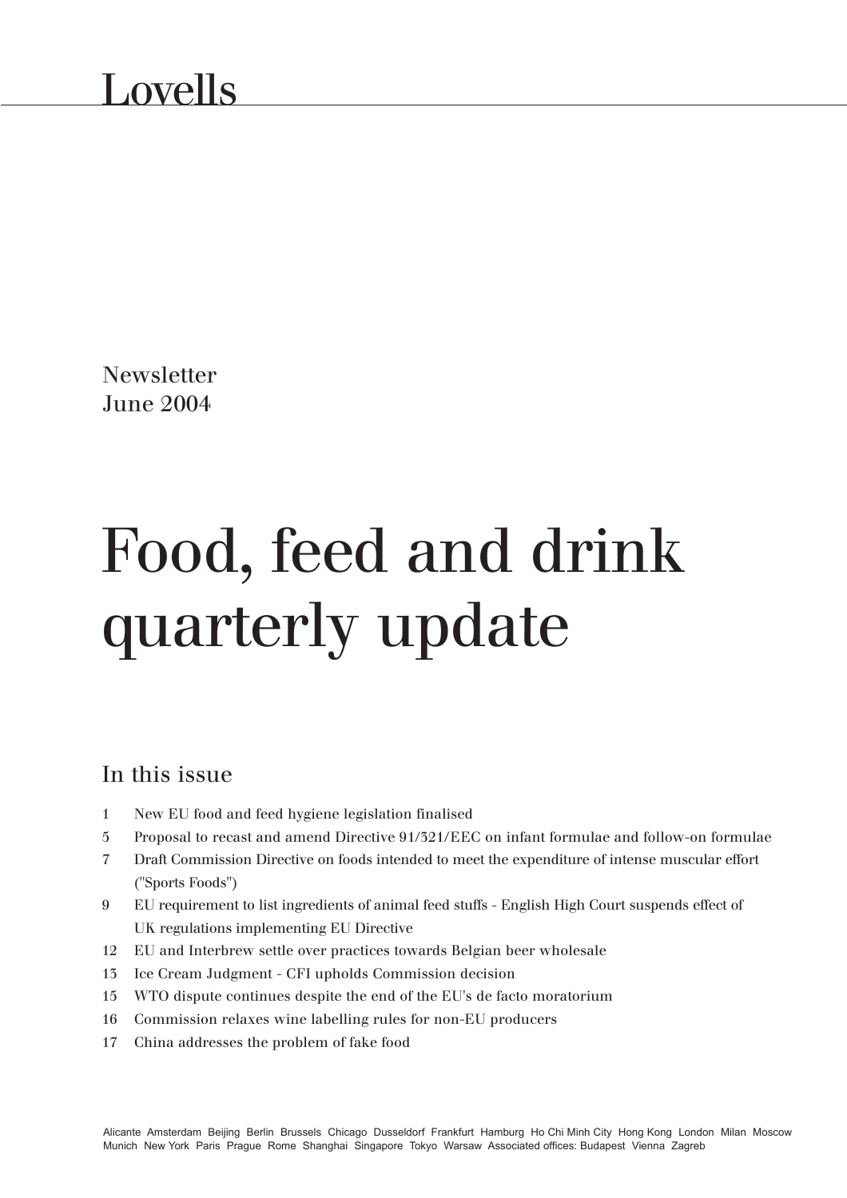Lovells

Newsletter
June 2004

# Food, feed and drink quarterly update

## In this issue

1 New EU food and feed hygiene legislation finalised

5 Proposal to recast and amend Directive 91/321/EEC on infant formulae and follow-on formulae

7 Draft Commission Directive on foods intended to meet the expenditure of intense muscular effort ("Sports Foods")

9 EU requirement to list ingredients of animal feed stuffs - English High Court suspends effect of UK regulations implementing EU Directive

12 EU and Interbrew settle over practices towards Belgian beer wholesale

13 Ice Cream Judgment - CFI upholds Commission decision

15 WTO dispute continues despite the end of the EU's de facto moratorium

16 Commission relaxes wine labelling rules for non-EU producers

17 China addresses the problem of fake food

Alicante Amsterdam Beijing Berlin Brussels Chicago Dusseldorf Frankfurt Hamburg Ho Chi Minh City Hong Kong London Milan Moscow Munich New York Paris Prague Rome Shanghai Singapore Tokyo Warsaw Associated offices: Budapest Vienna Zagreb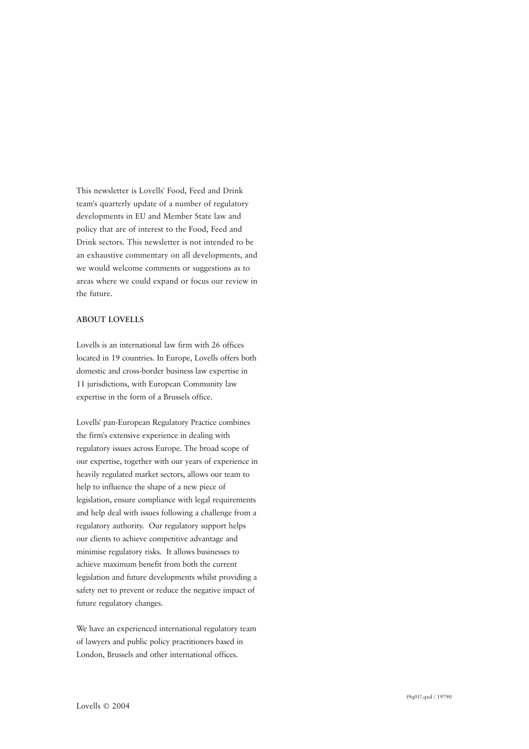This newsletter is Lovells' Food, Feed and Drink team's quarterly update of a number of regulatory developments in EU and Member State law and policy that are of interest to the Food, Feed and Drink sectors. This newsletter is not intended to be an exhaustive commentary on all developments, and we would welcome comments or suggestions as to areas where we could expand or focus our review in the future.

## ABOUT LOVELLS

Lovells is an international law firm with 26 offices located in 19 countries. In Europe, Lovells offers both domestic and cross-border business law expertise in 11 jurisdictions, with European Community law expertise in the form of a Brussels office.

Lovells' pan-European Regulatory Practice combines the firm's extensive experience in dealing with regulatory issues across Europe. The broad scope of our expertise, together with our years of experience in heavily regulated market sectors, allows our team to help to influence the shape of a new piece of legislation, ensure compliance with legal requirements and help deal with issues following a challenge from a regulatory authority. Our regulatory support helps our clients to achieve competitive advantage and minimise regulatory risks. It allows businesses to achieve maximum benefit from both the current legislation and future developments whilst providing a safety net to prevent or reduce the negative impact of future regulatory changes.

We have an experienced international regulatory team of lawyers and public policy practitioners based in London, Brussels and other international offices.

Lovells © 2004

f9q01!.qxd / 19790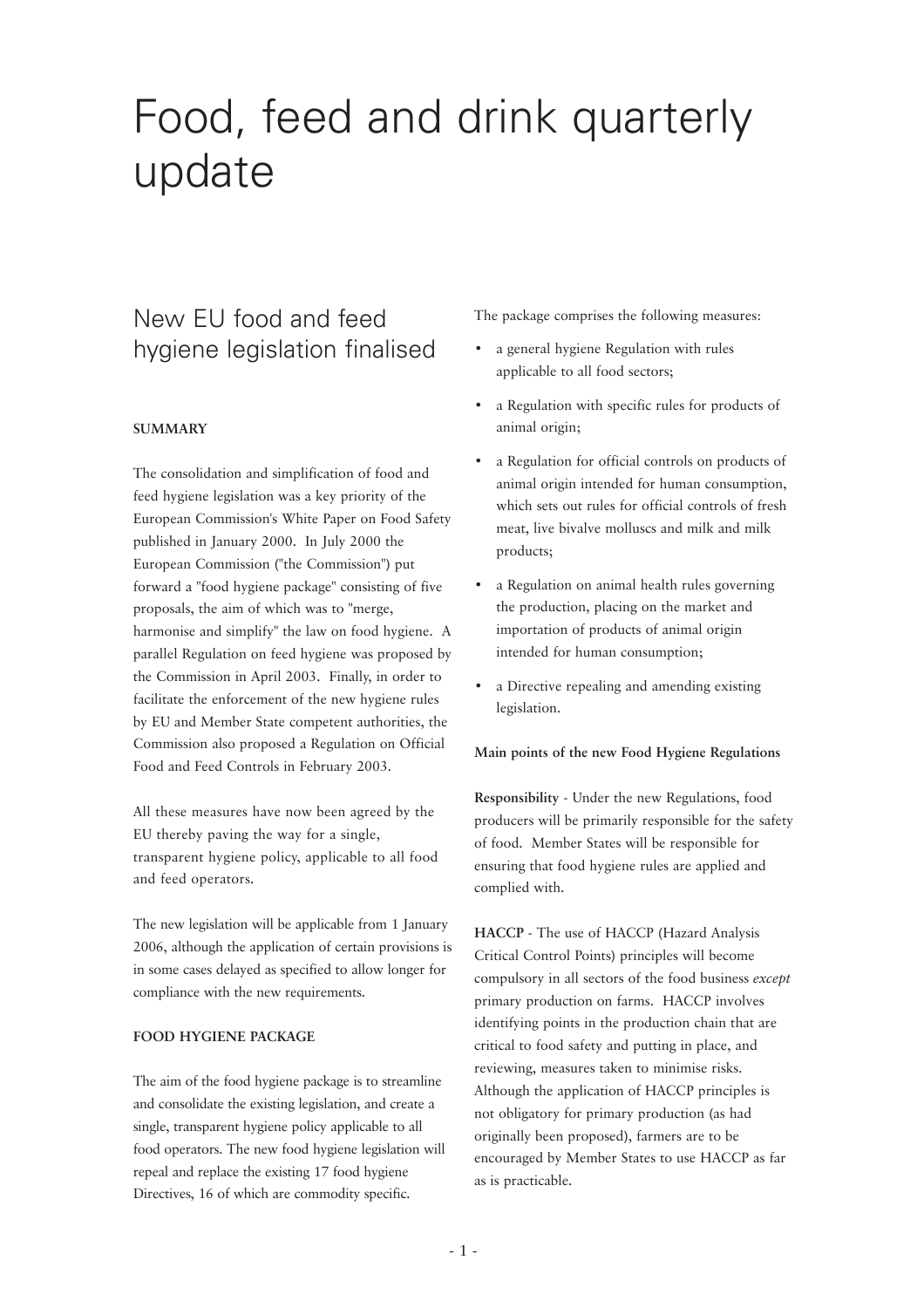# Food, feed and drink quarterly update

## New EU food and feed hygiene legislation finalised

**SUMMARY**

The consolidation and simplification of food and feed hygiene legislation was a key priority of the European Commission's White Paper on Food Safety published in January 2000. In July 2000 the European Commission ("the Commission") put forward a "food hygiene package" consisting of five proposals, the aim of which was to "merge, harmonise and simplify" the law on food hygiene. A parallel Regulation on feed hygiene was proposed by the Commission in April 2003. Finally, in order to facilitate the enforcement of the new hygiene rules by EU and Member State competent authorities, the Commission also proposed a Regulation on Official Food and Feed Controls in February 2003.

All these measures have now been agreed by the EU thereby paving the way for a single, transparent hygiene policy, applicable to all food and feed operators.

The new legislation will be applicable from 1 January 2006, although the application of certain provisions is in some cases delayed as specified to allow longer for compliance with the new requirements.

**FOOD HYGIENE PACKAGE**

The aim of the food hygiene package is to streamline and consolidate the existing legislation, and create a single, transparent hygiene policy applicable to all food operators. The new food hygiene legislation will repeal and replace the existing 17 food hygiene Directives, 16 of which are commodity specific.

The package comprises the following measures:

- a general hygiene Regulation with rules applicable to all food sectors;
- a Regulation with specific rules for products of animal origin;
- a Regulation for official controls on products of animal origin intended for human consumption, which sets out rules for official controls of fresh meat, live bivalve molluscs and milk and milk products;
- a Regulation on animal health rules governing the production, placing on the market and importation of products of animal origin intended for human consumption;
- a Directive repealing and amending existing legislation.

**Main points of the new Food Hygiene Regulations**

**Responsibility** - Under the new Regulations, food producers will be primarily responsible for the safety of food. Member States will be responsible for ensuring that food hygiene rules are applied and complied with.

**HACCP** - The use of HACCP (Hazard Analysis Critical Control Points) principles will become compulsory in all sectors of the food business *except* primary production on farms. HACCP involves identifying points in the production chain that are critical to food safety and putting in place, and reviewing, measures taken to minimise risks. Although the application of HACCP principles is not obligatory for primary production (as had originally been proposed), farmers are to be encouraged by Member States to use HACCP as far as is practicable.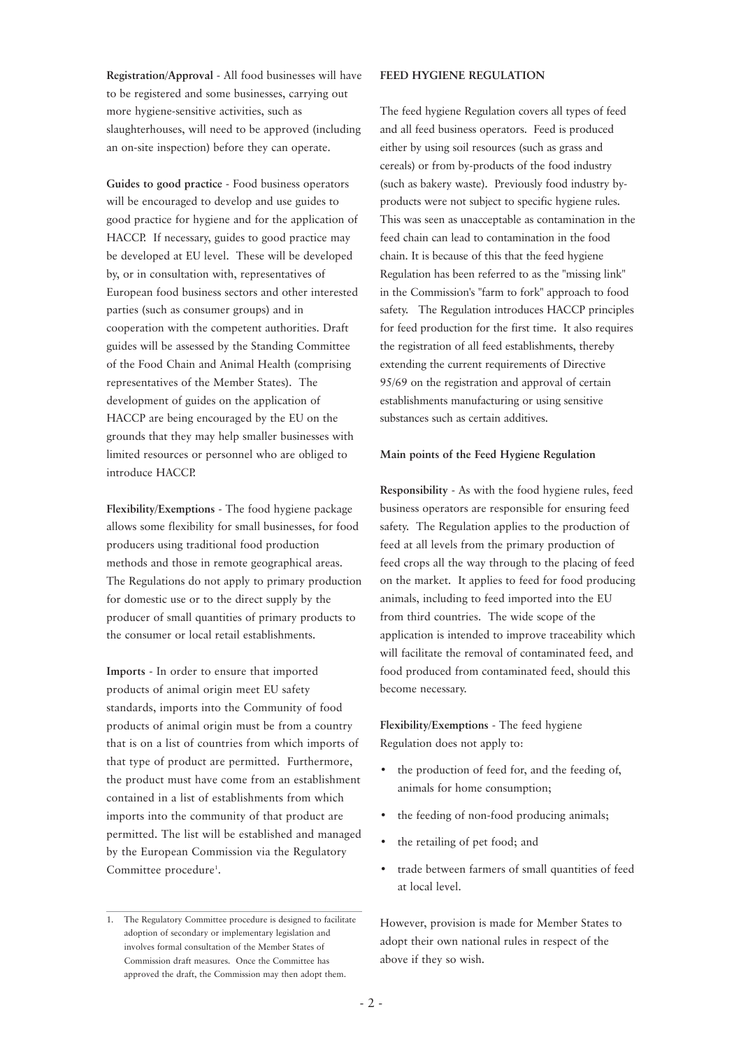**Registration/Approval** - All food businesses will have to be registered and some businesses, carrying out more hygiene-sensitive activities, such as slaughterhouses, will need to be approved (including an on-site inspection) before they can operate.

**Guides to good practice** - Food business operators will be encouraged to develop and use guides to good practice for hygiene and for the application of HACCP. If necessary, guides to good practice may be developed at EU level. These will be developed by, or in consultation with, representatives of European food business sectors and other interested parties (such as consumer groups) and in cooperation with the competent authorities. Draft guides will be assessed by the Standing Committee of the Food Chain and Animal Health (comprising representatives of the Member States). The development of guides on the application of HACCP are being encouraged by the EU on the grounds that they may help smaller businesses with limited resources or personnel who are obliged to introduce HACCP.

**Flexibility/Exemptions** - The food hygiene package allows some flexibility for small businesses, for food producers using traditional food production methods and those in remote geographical areas. The Regulations do not apply to primary production for domestic use or to the direct supply by the producer of small quantities of primary products to the consumer or local retail establishments.

**Imports** - In order to ensure that imported products of animal origin meet EU safety standards, imports into the Community of food products of animal origin must be from a country that is on a list of countries from which imports of that type of product are permitted. Furthermore, the product must have come from an establishment contained in a list of establishments from which imports into the community of that product are permitted. The list will be established and managed by the European Commission via the Regulatory Committee procedure[1].

1. The Regulatory Committee procedure is designed to facilitate adoption of secondary or implementary legislation and involves formal consultation of the Member States of Commission draft measures. Once the Committee has approved the draft, the Commission may then adopt them.

## FEED HYGIENE REGULATION

The feed hygiene Regulation covers all types of feed and all feed business operators. Feed is produced either by using soil resources (such as grass and cereals) or from by-products of the food industry (such as bakery waste). Previously food industry by-products were not subject to specific hygiene rules. This was seen as unacceptable as contamination in the feed chain can lead to contamination in the food chain. It is because of this that the feed hygiene Regulation has been referred to as the "missing link" in the Commission's "farm to fork" approach to food safety. The Regulation introduces HACCP principles for feed production for the first time. It also requires the registration of all feed establishments, thereby extending the current requirements of Directive 95/69 on the registration and approval of certain establishments manufacturing or using sensitive substances such as certain additives.

### Main points of the Feed Hygiene Regulation

**Responsibility** - As with the food hygiene rules, feed business operators are responsible for ensuring feed safety. The Regulation applies to the production of feed at all levels from the primary production of feed crops all the way through to the placing of feed on the market. It applies to feed for food producing animals, including to feed imported into the EU from third countries. The wide scope of the application is intended to improve traceability which will facilitate the removal of contaminated feed, and food produced from contaminated feed, should this become necessary.

**Flexibility/Exemptions** - The feed hygiene Regulation does not apply to:

- the production of feed for, and the feeding of, animals for home consumption;
- the feeding of non-food producing animals;
- the retailing of pet food; and
- trade between farmers of small quantities of feed at local level.

However, provision is made for Member States to adopt their own national rules in respect of the above if they so wish.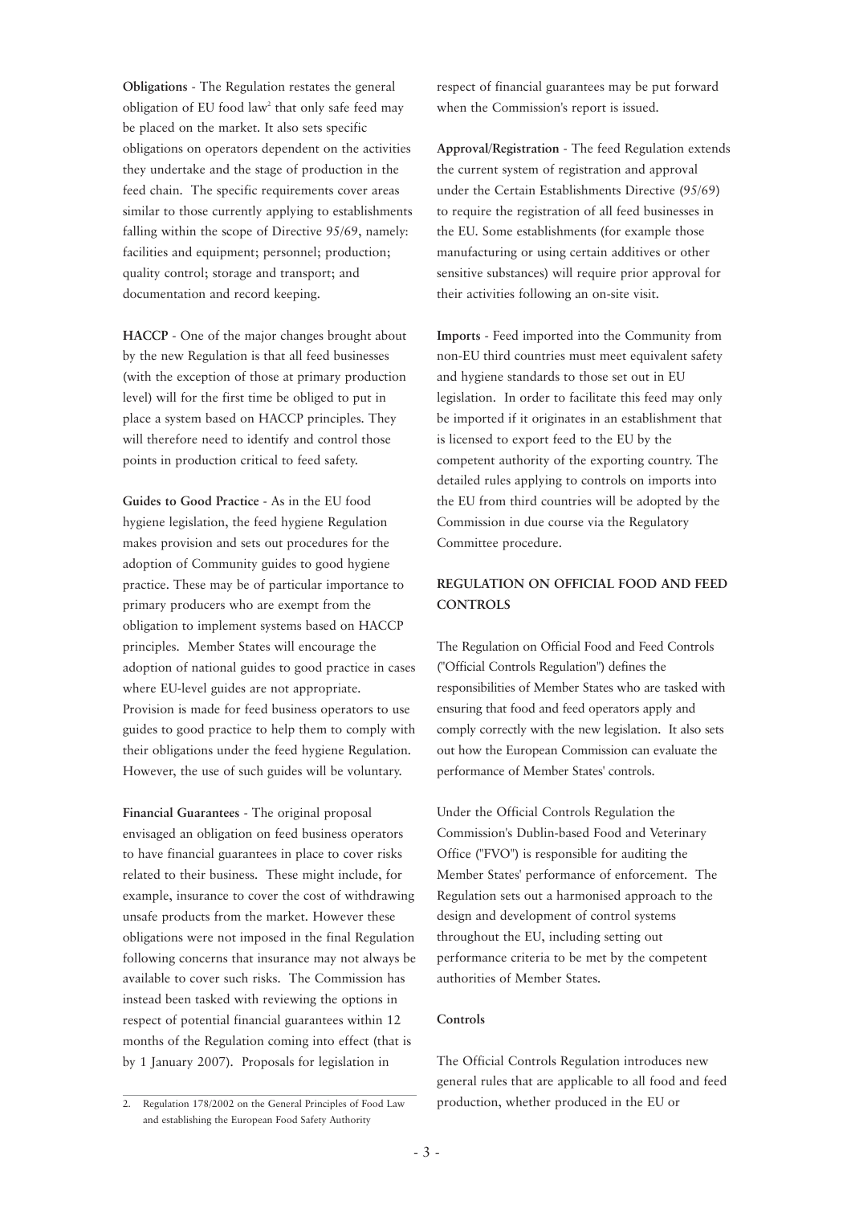**Obligations** - The Regulation restates the general obligation of EU food law[2] that only safe feed may be placed on the market. It also sets specific obligations on operators dependent on the activities they undertake and the stage of production in the feed chain. The specific requirements cover areas similar to those currently applying to establishments falling within the scope of Directive 95/69, namely: facilities and equipment; personnel; production; quality control; storage and transport; and documentation and record keeping.

**HACCP** - One of the major changes brought about by the new Regulation is that all feed businesses (with the exception of those at primary production level) will for the first time be obliged to put in place a system based on HACCP principles. They will therefore need to identify and control those points in production critical to feed safety.

**Guides to Good Practice** - As in the EU food hygiene legislation, the feed hygiene Regulation makes provision and sets out procedures for the adoption of Community guides to good hygiene practice. These may be of particular importance to primary producers who are exempt from the obligation to implement systems based on HACCP principles. Member States will encourage the adoption of national guides to good practice in cases where EU-level guides are not appropriate. Provision is made for feed business operators to use guides to good practice to help them to comply with their obligations under the feed hygiene Regulation. However, the use of such guides will be voluntary.

**Financial Guarantees** - The original proposal envisaged an obligation on feed business operators to have financial guarantees in place to cover risks related to their business. These might include, for example, insurance to cover the cost of withdrawing unsafe products from the market. However these obligations were not imposed in the final Regulation following concerns that insurance may not always be available to cover such risks. The Commission has instead been tasked with reviewing the options in respect of potential financial guarantees within 12 months of the Regulation coming into effect (that is by 1 January 2007). Proposals for legislation in respect of financial guarantees may be put forward when the Commission's report is issued.

**Approval/Registration** - The feed Regulation extends the current system of registration and approval under the Certain Establishments Directive (95/69) to require the registration of all feed businesses in the EU. Some establishments (for example those manufacturing or using certain additives or other sensitive substances) will require prior approval for their activities following an on-site visit.

**Imports** - Feed imported into the Community from non-EU third countries must meet equivalent safety and hygiene standards to those set out in EU legislation. In order to facilitate this feed may only be imported if it originates in an establishment that is licensed to export feed to the EU by the competent authority of the exporting country. The detailed rules applying to controls on imports into the EU from third countries will be adopted by the Commission in due course via the Regulatory Committee procedure.

## REGULATION ON OFFICIAL FOOD AND FEED CONTROLS

The Regulation on Official Food and Feed Controls ("Official Controls Regulation") defines the responsibilities of Member States who are tasked with ensuring that food and feed operators apply and comply correctly with the new legislation. It also sets out how the European Commission can evaluate the performance of Member States' controls.

Under the Official Controls Regulation the Commission's Dublin-based Food and Veterinary Office ("FVO") is responsible for auditing the Member States' performance of enforcement. The Regulation sets out a harmonised approach to the design and development of control systems throughout the EU, including setting out performance criteria to be met by the competent authorities of Member States.

### Controls

The Official Controls Regulation introduces new general rules that are applicable to all food and feed production, whether produced in the EU or

2. Regulation 178/2002 on the General Principles of Food Law and establishing the European Food Safety Authority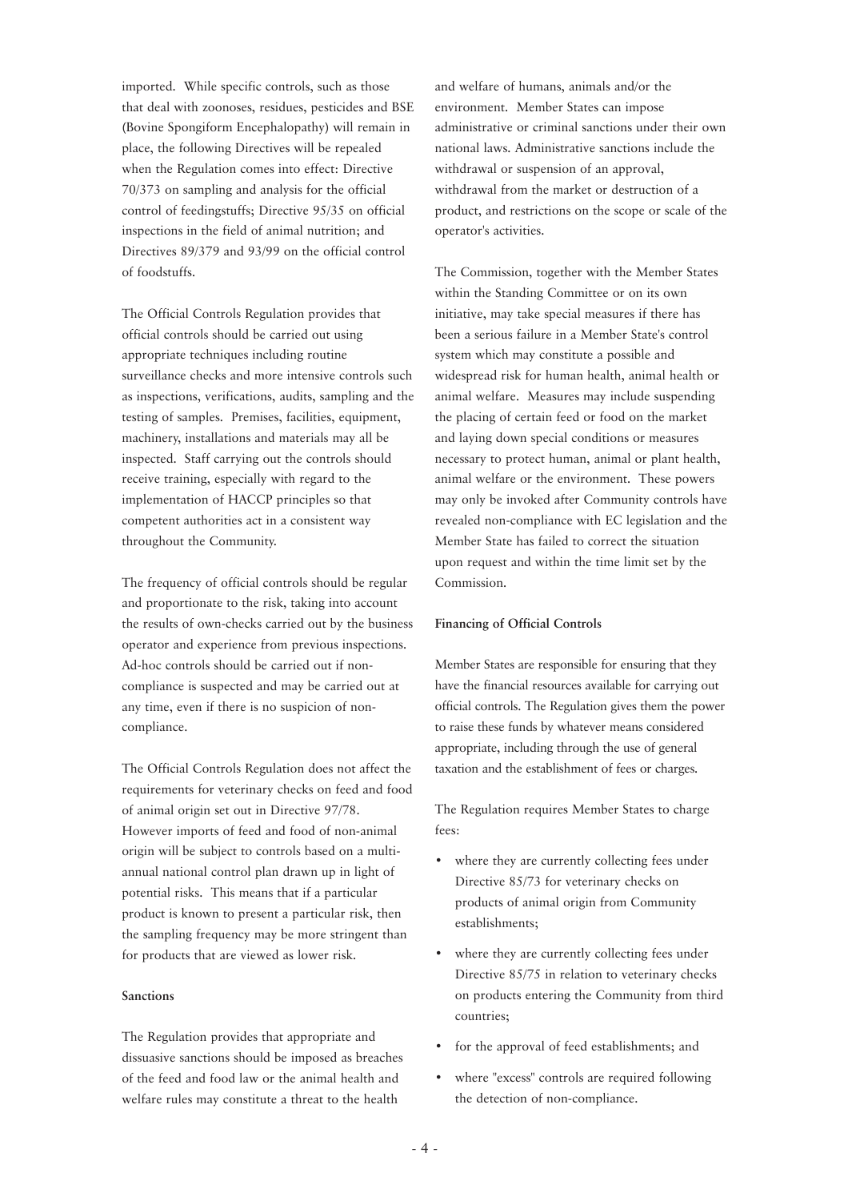imported. While specific controls, such as those that deal with zoonoses, residues, pesticides and BSE (Bovine Spongiform Encephalopathy) will remain in place, the following Directives will be repealed when the Regulation comes into effect: Directive 70/373 on sampling and analysis for the official control of feedingstuffs; Directive 95/35 on official inspections in the field of animal nutrition; and Directives 89/379 and 93/99 on the official control of foodstuffs.

The Official Controls Regulation provides that official controls should be carried out using appropriate techniques including routine surveillance checks and more intensive controls such as inspections, verifications, audits, sampling and the testing of samples. Premises, facilities, equipment, machinery, installations and materials may all be inspected. Staff carrying out the controls should receive training, especially with regard to the implementation of HACCP principles so that competent authorities act in a consistent way throughout the Community.

The frequency of official controls should be regular and proportionate to the risk, taking into account the results of own-checks carried out by the business operator and experience from previous inspections. Ad-hoc controls should be carried out if non-compliance is suspected and may be carried out at any time, even if there is no suspicion of non-compliance.

The Official Controls Regulation does not affect the requirements for veterinary checks on feed and food of animal origin set out in Directive 97/78. However imports of feed and food of non-animal origin will be subject to controls based on a multi-annual national control plan drawn up in light of potential risks. This means that if a particular product is known to present a particular risk, then the sampling frequency may be more stringent than for products that are viewed as lower risk.

**Sanctions**

The Regulation provides that appropriate and dissuasive sanctions should be imposed as breaches of the feed and food law or the animal health and welfare rules may constitute a threat to the health and welfare of humans, animals and/or the environment. Member States can impose administrative or criminal sanctions under their own national laws. Administrative sanctions include the withdrawal or suspension of an approval, withdrawal from the market or destruction of a product, and restrictions on the scope or scale of the operator's activities.

The Commission, together with the Member States within the Standing Committee or on its own initiative, may take special measures if there has been a serious failure in a Member State's control system which may constitute a possible and widespread risk for human health, animal health or animal welfare. Measures may include suspending the placing of certain feed or food on the market and laying down special conditions or measures necessary to protect human, animal or plant health, animal welfare or the environment. These powers may only be invoked after Community controls have revealed non-compliance with EC legislation and the Member State has failed to correct the situation upon request and within the time limit set by the Commission.

**Financing of Official Controls**

Member States are responsible for ensuring that they have the financial resources available for carrying out official controls. The Regulation gives them the power to raise these funds by whatever means considered appropriate, including through the use of general taxation and the establishment of fees or charges.

The Regulation requires Member States to charge fees:

- where they are currently collecting fees under Directive 85/73 for veterinary checks on products of animal origin from Community establishments;
- where they are currently collecting fees under Directive 85/75 in relation to veterinary checks on products entering the Community from third countries;
- for the approval of feed establishments; and
- where "excess" controls are required following the detection of non-compliance.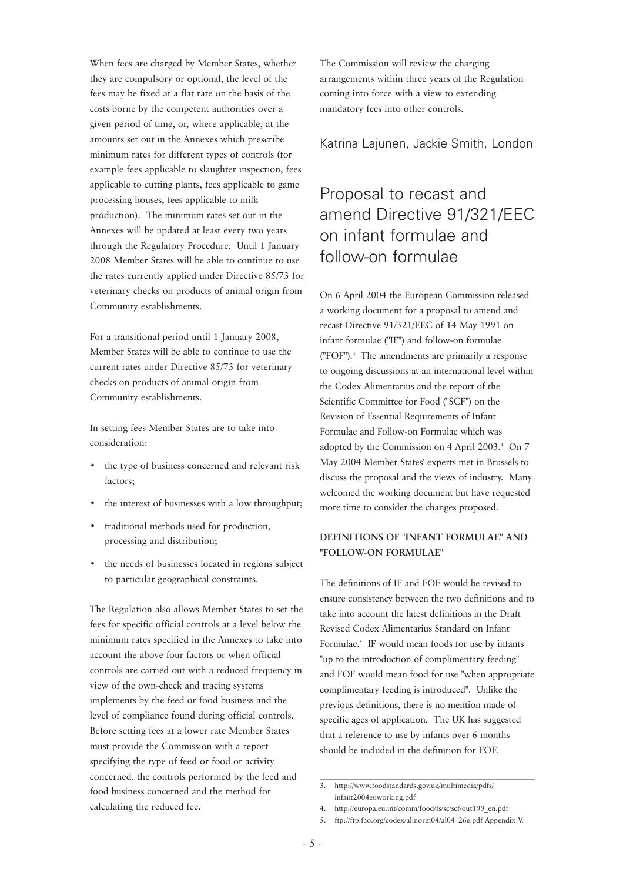When fees are charged by Member States, whether they are compulsory or optional, the level of the fees may be fixed at a flat rate on the basis of the costs borne by the competent authorities over a given period of time, or, where applicable, at the amounts set out in the Annexes which prescribe minimum rates for different types of controls (for example fees applicable to slaughter inspection, fees applicable to cutting plants, fees applicable to game processing houses, fees applicable to milk production). The minimum rates set out in the Annexes will be updated at least every two years through the Regulatory Procedure. Until 1 January 2008 Member States will be able to continue to use the rates currently applied under Directive 85/73 for veterinary checks on products of animal origin from Community establishments.

For a transitional period until 1 January 2008, Member States will be able to continue to use the current rates under Directive 85/73 for veterinary checks on products of animal origin from Community establishments.

In setting fees Member States are to take into consideration:

- the type of business concerned and relevant risk factors;
- the interest of businesses with a low throughput;
- traditional methods used for production, processing and distribution;
- the needs of businesses located in regions subject to particular geographical constraints.

The Regulation also allows Member States to set the fees for specific official controls at a level below the minimum rates specified in the Annexes to take into account the above four factors or when official controls are carried out with a reduced frequency in view of the own-check and tracing systems implements by the feed or food business and the level of compliance found during official controls. Before setting fees at a lower rate Member States must provide the Commission with a report specifying the type of feed or food or activity concerned, the controls performed by the feed and food business concerned and the method for calculating the reduced fee.

The Commission will review the charging arrangements within three years of the Regulation coming into force with a view to extending mandatory fees into other controls.

Katrina Lajunen, Jackie Smith, London

# Proposal to recast and amend Directive 91/321/EEC on infant formulae and follow-on formulae

On 6 April 2004 the European Commission released a working document for a proposal to amend and recast Directive 91/321/EEC of 14 May 1991 on infant formulae ("IF") and follow-on formulae ("FOF").[3] The amendments are primarily a response to ongoing discussions at an international level within the Codex Alimentarius and the report of the Scientific Committee for Food ("SCF") on the Revision of Essential Requirements of Infant Formulae and Follow-on Formulae which was adopted by the Commission on 4 April 2003.[4] On 7 May 2004 Member States' experts met in Brussels to discuss the proposal and the views of industry. Many welcomed the working document but have requested more time to consider the changes proposed.

**DEFINITIONS OF "INFANT FORMULAE" AND "FOLLOW-ON FORMULAE"**

The definitions of IF and FOF would be revised to ensure consistency between the two definitions and to take into account the latest definitions in the Draft Revised Codex Alimentarius Standard on Infant Formulae.[5] IF would mean foods for use by infants "up to the introduction of complimentary feeding" and FOF would mean food for use "when appropriate complimentary feeding is introduced". Unlike the previous definitions, there is no mention made of specific ages of application. The UK has suggested that a reference to use by infants over 6 months should be included in the definition for FOF.

---

3. http://www.foodstandards.gov.uk/multimedia/pdfs/infant2004euworking.pdf
4. http://europa.eu.int/comm/food/fs/sc/scf/out199_en.pdf
5. ftp://ftp.fao.org/codex/alinorm04/al04_26e.pdf Appendix V.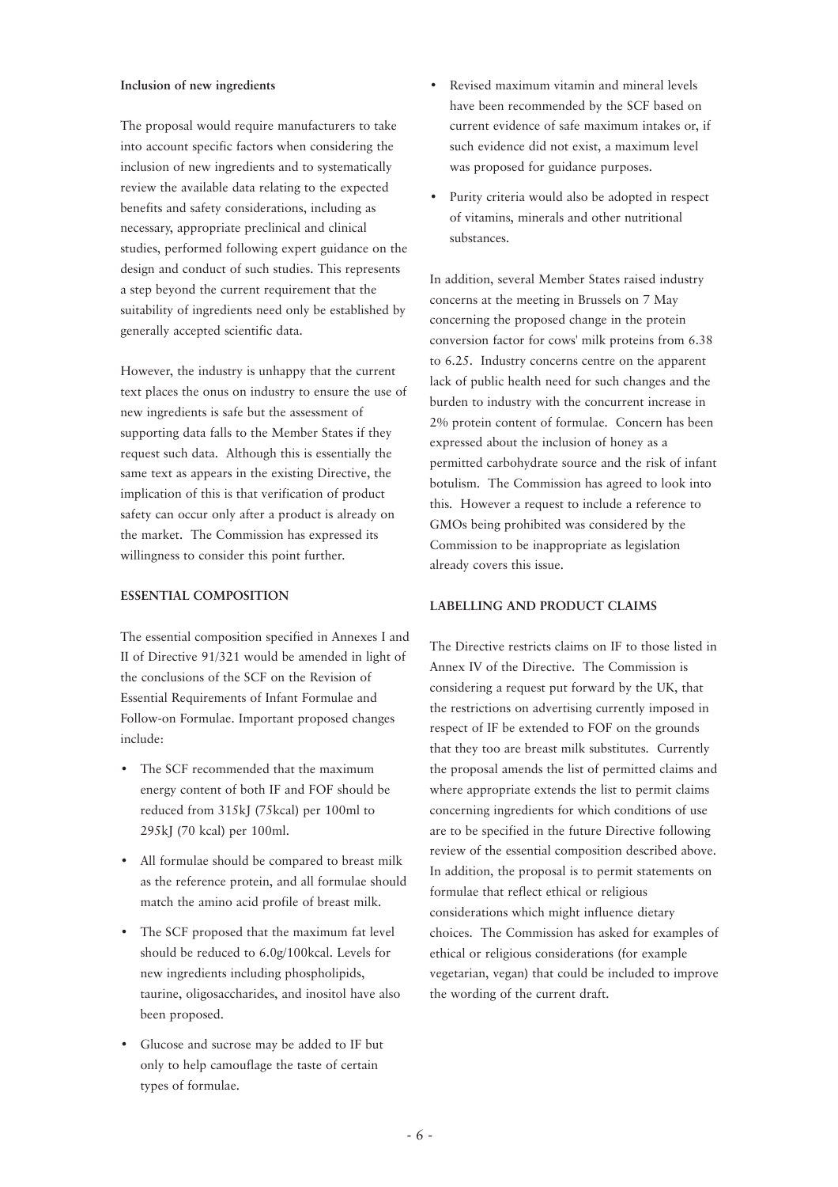**Inclusion of new ingredients**

The proposal would require manufacturers to take into account specific factors when considering the inclusion of new ingredients and to systematically review the available data relating to the expected benefits and safety considerations, including as necessary, appropriate preclinical and clinical studies, performed following expert guidance on the design and conduct of such studies. This represents a step beyond the current requirement that the suitability of ingredients need only be established by generally accepted scientific data.

However, the industry is unhappy that the current text places the onus on industry to ensure the use of new ingredients is safe but the assessment of supporting data falls to the Member States if they request such data. Although this is essentially the same text as appears in the existing Directive, the implication of this is that verification of product safety can occur only after a product is already on the market. The Commission has expressed its willingness to consider this point further.

## ESSENTIAL COMPOSITION

The essential composition specified in Annexes I and II of Directive 91/321 would be amended in light of the conclusions of the SCF on the Revision of Essential Requirements of Infant Formulae and Follow-on Formulae. Important proposed changes include:

- The SCF recommended that the maximum energy content of both IF and FOF should be reduced from 315kJ (75kcal) per 100ml to 295kJ (70 kcal) per 100ml.
- All formulae should be compared to breast milk as the reference protein, and all formulae should match the amino acid profile of breast milk.
- The SCF proposed that the maximum fat level should be reduced to 6.0g/100kcal. Levels for new ingredients including phospholipids, taurine, oligosaccharides, and inositol have also been proposed.
- Glucose and sucrose may be added to IF but only to help camouflage the taste of certain types of formulae.
- Revised maximum vitamin and mineral levels have been recommended by the SCF based on current evidence of safe maximum intakes or, if such evidence did not exist, a maximum level was proposed for guidance purposes.
- Purity criteria would also be adopted in respect of vitamins, minerals and other nutritional substances.

In addition, several Member States raised industry concerns at the meeting in Brussels on 7 May concerning the proposed change in the protein conversion factor for cows' milk proteins from 6.38 to 6.25. Industry concerns centre on the apparent lack of public health need for such changes and the burden to industry with the concurrent increase in 2% protein content of formulae. Concern has been expressed about the inclusion of honey as a permitted carbohydrate source and the risk of infant botulism. The Commission has agreed to look into this. However a request to include a reference to GMOs being prohibited was considered by the Commission to be inappropriate as legislation already covers this issue.

## LABELLING AND PRODUCT CLAIMS

The Directive restricts claims on IF to those listed in Annex IV of the Directive. The Commission is considering a request put forward by the UK, that the restrictions on advertising currently imposed in respect of IF be extended to FOF on the grounds that they too are breast milk substitutes. Currently the proposal amends the list of permitted claims and where appropriate extends the list to permit claims concerning ingredients for which conditions of use are to be specified in the future Directive following review of the essential composition described above. In addition, the proposal is to permit statements on formulae that reflect ethical or religious considerations which might influence dietary choices. The Commission has asked for examples of ethical or religious considerations (for example vegetarian, vegan) that could be included to improve the wording of the current draft.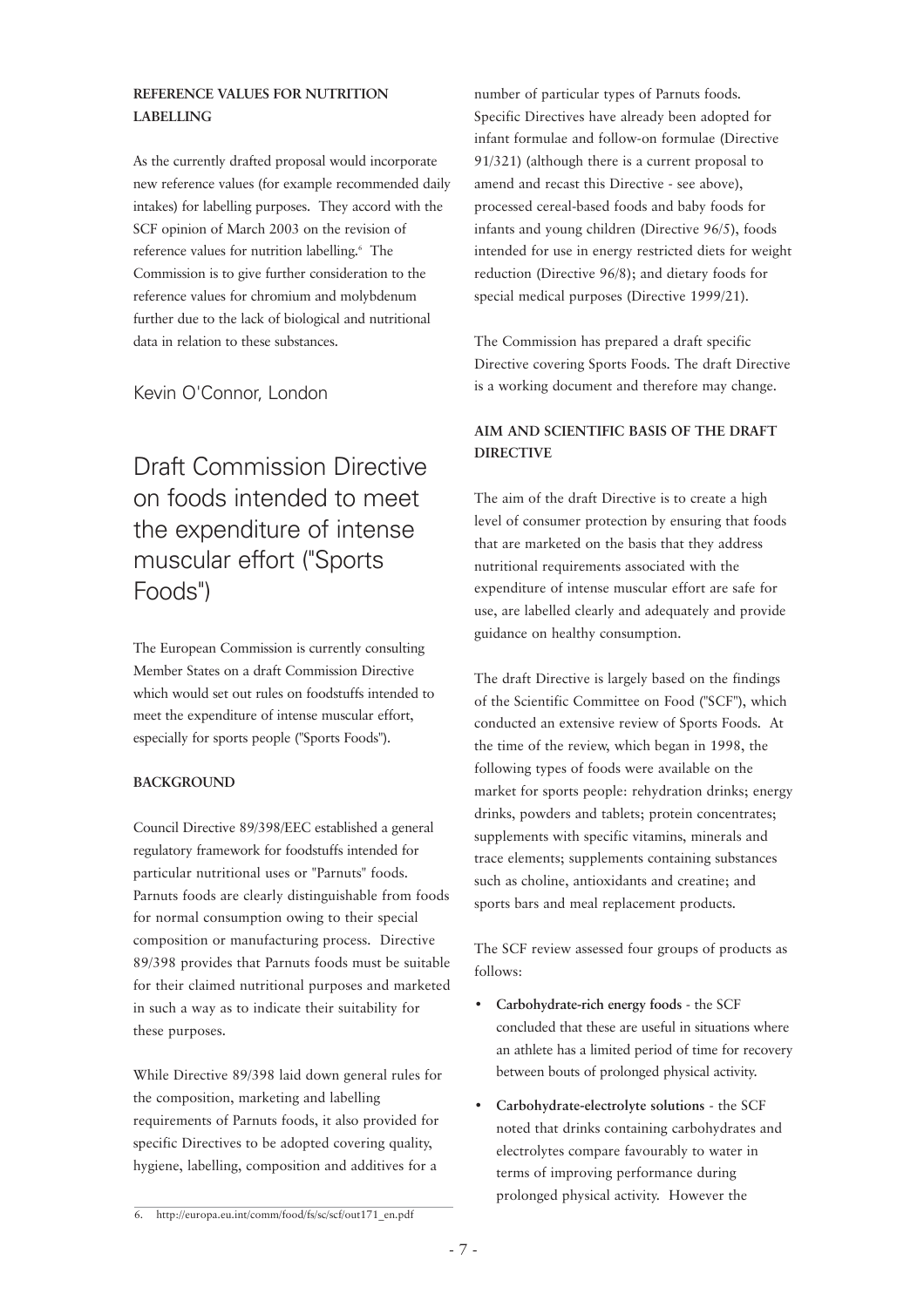**REFERENCE VALUES FOR NUTRITION LABELLING**

As the currently drafted proposal would incorporate new reference values (for example recommended daily intakes) for labelling purposes. They accord with the SCF opinion of March 2003 on the revision of reference values for nutrition labelling.[6] The Commission is to give further consideration to the reference values for chromium and molybdenum further due to the lack of biological and nutritional data in relation to these substances.

Kevin O'Connor, London

## Draft Commission Directive on foods intended to meet the expenditure of intense muscular effort ("Sports Foods")

The European Commission is currently consulting Member States on a draft Commission Directive which would set out rules on foodstuffs intended to meet the expenditure of intense muscular effort, especially for sports people ("Sports Foods").

**BACKGROUND**

Council Directive 89/398/EEC established a general regulatory framework for foodstuffs intended for particular nutritional uses or "Parnuts" foods. Parnuts foods are clearly distinguishable from foods for normal consumption owing to their special composition or manufacturing process. Directive 89/398 provides that Parnuts foods must be suitable for their claimed nutritional purposes and marketed in such a way as to indicate their suitability for these purposes.

While Directive 89/398 laid down general rules for the composition, marketing and labelling requirements of Parnuts foods, it also provided for specific Directives to be adopted covering quality, hygiene, labelling, composition and additives for a number of particular types of Parnuts foods. Specific Directives have already been adopted for infant formulae and follow-on formulae (Directive 91/321) (although there is a current proposal to amend and recast this Directive - see above), processed cereal-based foods and baby foods for infants and young children (Directive 96/5), foods intended for use in energy restricted diets for weight reduction (Directive 96/8); and dietary foods for special medical purposes (Directive 1999/21).

The Commission has prepared a draft specific Directive covering Sports Foods. The draft Directive is a working document and therefore may change.

**AIM AND SCIENTIFIC BASIS OF THE DRAFT DIRECTIVE**

The aim of the draft Directive is to create a high level of consumer protection by ensuring that foods that are marketed on the basis that they address nutritional requirements associated with the expenditure of intense muscular effort are safe for use, are labelled clearly and adequately and provide guidance on healthy consumption.

The draft Directive is largely based on the findings of the Scientific Committee on Food ("SCF"), which conducted an extensive review of Sports Foods. At the time of the review, which began in 1998, the following types of foods were available on the market for sports people: rehydration drinks; energy drinks, powders and tablets; protein concentrates; supplements with specific vitamins, minerals and trace elements; supplements containing substances such as choline, antioxidants and creatine; and sports bars and meal replacement products.

The SCF review assessed four groups of products as follows:

- **Carbohydrate-rich energy foods** - the SCF concluded that these are useful in situations where an athlete has a limited period of time for recovery between bouts of prolonged physical activity.
- **Carbohydrate-electrolyte solutions** - the SCF noted that drinks containing carbohydrates and electrolytes compare favourably to water in terms of improving performance during prolonged physical activity. However the

6. http://europa.eu.int/comm/food/fs/sc/scf/out171_en.pdf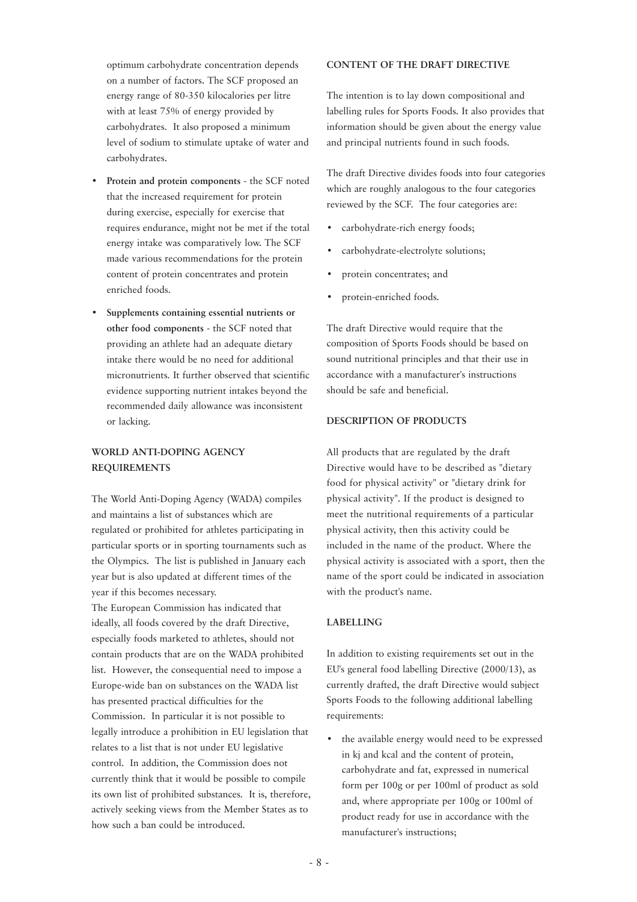optimum carbohydrate concentration depends on a number of factors. The SCF proposed an energy range of 80-350 kilocalories per litre with at least 75% of energy provided by carbohydrates. It also proposed a minimum level of sodium to stimulate uptake of water and carbohydrates.

- **Protein and protein components** - the SCF noted that the increased requirement for protein during exercise, especially for exercise that requires endurance, might not be met if the total energy intake was comparatively low. The SCF made various recommendations for the protein content of protein concentrates and protein enriched foods.
- **Supplements containing essential nutrients or other food components** - the SCF noted that providing an athlete had an adequate dietary intake there would be no need for additional micronutrients. It further observed that scientific evidence supporting nutrient intakes beyond the recommended daily allowance was inconsistent or lacking.

## WORLD ANTI-DOPING AGENCY REQUIREMENTS

The World Anti-Doping Agency (WADA) compiles and maintains a list of substances which are regulated or prohibited for athletes participating in particular sports or in sporting tournaments such as the Olympics. The list is published in January each year but is also updated at different times of the year if this becomes necessary.

The European Commission has indicated that ideally, all foods covered by the draft Directive, especially foods marketed to athletes, should not contain products that are on the WADA prohibited list. However, the consequential need to impose a Europe-wide ban on substances on the WADA list has presented practical difficulties for the Commission. In particular it is not possible to legally introduce a prohibition in EU legislation that relates to a list that is not under EU legislative control. In addition, the Commission does not currently think that it would be possible to compile its own list of prohibited substances. It is, therefore, actively seeking views from the Member States as to how such a ban could be introduced.

## CONTENT OF THE DRAFT DIRECTIVE

The intention is to lay down compositional and labelling rules for Sports Foods. It also provides that information should be given about the energy value and principal nutrients found in such foods.

The draft Directive divides foods into four categories which are roughly analogous to the four categories reviewed by the SCF. The four categories are:

- carbohydrate-rich energy foods;
- carbohydrate-electrolyte solutions;
- protein concentrates; and
- protein-enriched foods.

The draft Directive would require that the composition of Sports Foods should be based on sound nutritional principles and that their use in accordance with a manufacturer's instructions should be safe and beneficial.

## DESCRIPTION OF PRODUCTS

All products that are regulated by the draft Directive would have to be described as "dietary food for physical activity" or "dietary drink for physical activity". If the product is designed to meet the nutritional requirements of a particular physical activity, then this activity could be included in the name of the product. Where the physical activity is associated with a sport, then the name of the sport could be indicated in association with the product's name.

## LABELLING

In addition to existing requirements set out in the EU's general food labelling Directive (2000/13), as currently drafted, the draft Directive would subject Sports Foods to the following additional labelling requirements:

- the available energy would need to be expressed in kj and kcal and the content of protein, carbohydrate and fat, expressed in numerical form per 100g or per 100ml of product as sold and, where appropriate per 100g or 100ml of product ready for use in accordance with the manufacturer's instructions;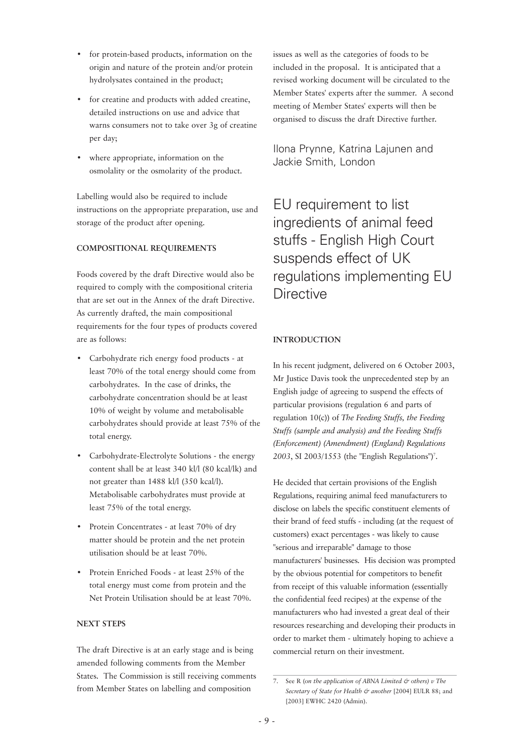- for protein-based products, information on the origin and nature of the protein and/or protein hydrolysates contained in the product;
- for creatine and products with added creatine, detailed instructions on use and advice that warns consumers not to take over 3g of creatine per day;
- where appropriate, information on the osmolality or the osmolarity of the product.

Labelling would also be required to include instructions on the appropriate preparation, use and storage of the product after opening.

#### COMPOSITIONAL REQUIREMENTS

Foods covered by the draft Directive would also be required to comply with the compositional criteria that are set out in the Annex of the draft Directive. As currently drafted, the main compositional requirements for the four types of products covered are as follows:

- Carbohydrate rich energy food products - at least 70% of the total energy should come from carbohydrates. In the case of drinks, the carbohydrate concentration should be at least 10% of weight by volume and metabolisable carbohydrates should provide at least 75% of the total energy.
- Carbohydrate-Electrolyte Solutions - the energy content shall be at least 340 kl/l (80 kcal/lk) and not greater than 1488 kl/l (350 kcal/l). Metabolisable carbohydrates must provide at least 75% of the total energy.
- Protein Concentrates - at least 70% of dry matter should be protein and the net protein utilisation should be at least 70%.
- Protein Enriched Foods - at least 25% of the total energy must come from protein and the Net Protein Utilisation should be at least 70%.

#### NEXT STEPS

The draft Directive is at an early stage and is being amended following comments from the Member States. The Commission is still receiving comments from Member States on labelling and composition issues as well as the categories of foods to be included in the proposal. It is anticipated that a revised working document will be circulated to the Member States' experts after the summer. A second meeting of Member States' experts will then be organised to discuss the draft Directive further.

Ilona Prynne, Katrina Lajunen and Jackie Smith, London

## EU requirement to list ingredients of animal feed stuffs - English High Court suspends effect of UK regulations implementing EU Directive

#### INTRODUCTION

In his recent judgment, delivered on 6 October 2003, Mr Justice Davis took the unprecedented step by an English judge of agreeing to suspend the effects of particular provisions (regulation 6 and parts of regulation 10(c)) of *The Feeding Stuffs, the Feeding Stuffs (sample and analysis) and the Feeding Stuffs (Enforcement) (Amendment) (England) Regulations 2003*, SI 2003/1553 (the "English Regulations")[7].

He decided that certain provisions of the English Regulations, requiring animal feed manufacturers to disclose on labels the specific constituent elements of their brand of feed stuffs - including (at the request of customers) exact percentages - was likely to cause "serious and irreparable" damage to those manufacturers' businesses. His decision was prompted by the obvious potential for competitors to benefit from receipt of this valuable information (essentially the confidential feed recipes) at the expense of the manufacturers who had invested a great deal of their resources researching and developing their products in order to market them - ultimately hoping to achieve a commercial return on their investment.

---

7. See R (*on the application of ABNA Limited & others) v The Secretary of State for Health & another* [2004] EULR 88; and [2003] EWHC 2420 (Admin).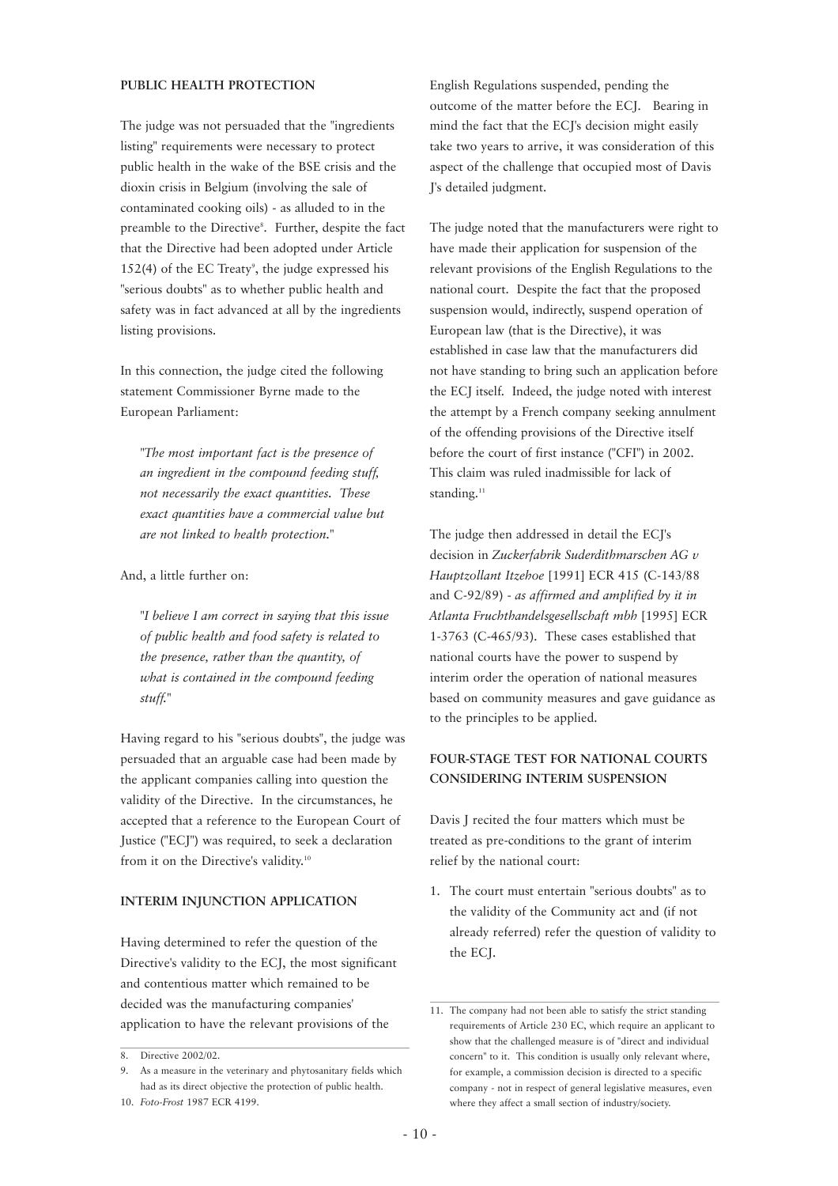### PUBLIC HEALTH PROTECTION

The judge was not persuaded that the "ingredients listing" requirements were necessary to protect public health in the wake of the BSE crisis and the dioxin crisis in Belgium (involving the sale of contaminated cooking oils) - as alluded to in the preamble to the Directive[8]. Further, despite the fact that the Directive had been adopted under Article 152(4) of the EC Treaty[9], the judge expressed his "serious doubts" as to whether public health and safety was in fact advanced at all by the ingredients listing provisions.

In this connection, the judge cited the following statement Commissioner Byrne made to the European Parliament:

> "*The most important fact is the presence of an ingredient in the compound feeding stuff, not necessarily the exact quantities. These exact quantities have a commercial value but are not linked to health protection.*"

And, a little further on:

> "*I believe I am correct in saying that this issue of public health and food safety is related to the presence, rather than the quantity, of what is contained in the compound feeding stuff.*"

Having regard to his "serious doubts", the judge was persuaded that an arguable case had been made by the applicant companies calling into question the validity of the Directive. In the circumstances, he accepted that a reference to the European Court of Justice ("ECJ") was required, to seek a declaration from it on the Directive's validity.[10]

### INTERIM INJUNCTION APPLICATION

Having determined to refer the question of the Directive's validity to the ECJ, the most significant and contentious matter which remained to be decided was the manufacturing companies' application to have the relevant provisions of the English Regulations suspended, pending the outcome of the matter before the ECJ. Bearing in mind the fact that the ECJ's decision might easily take two years to arrive, it was consideration of this aspect of the challenge that occupied most of Davis J's detailed judgment.

The judge noted that the manufacturers were right to have made their application for suspension of the relevant provisions of the English Regulations to the national court. Despite the fact that the proposed suspension would, indirectly, suspend operation of European law (that is the Directive), it was established in case law that the manufacturers did not have standing to bring such an application before the ECJ itself. Indeed, the judge noted with interest the attempt by a French company seeking annulment of the offending provisions of the Directive itself before the court of first instance ("CFI") in 2002. This claim was ruled inadmissible for lack of standing.[11]

The judge then addressed in detail the ECJ's decision in *Zuckerfabrik Suderdithmarschen AG v Hauptzollant Itzehoe* [1991] ECR 415 (C-143/88 and C-92/89) - *as affirmed and amplified by it in Atlanta Fruchthandelsgesellschaft mbh* [1995] ECR 1-3763 (C-465/93). These cases established that national courts have the power to suspend by interim order the operation of national measures based on community measures and gave guidance as to the principles to be applied.

### FOUR-STAGE TEST FOR NATIONAL COURTS CONSIDERING INTERIM SUSPENSION

Davis J recited the four matters which must be treated as pre-conditions to the grant of interim relief by the national court:

1. The court must entertain "serious doubts" as to the validity of the Community act and (if not already referred) refer the question of validity to the ECJ.

---

8. Directive 2002/02.
9. As a measure in the veterinary and phytosanitary fields which had as its direct objective the protection of public health.
10. *Foto-Frost* 1987 ECR 4199.
11. The company had not been able to satisfy the strict standing requirements of Article 230 EC, which require an applicant to show that the challenged measure is of "direct and individual concern" to it. This condition is usually only relevant where, for example, a commission decision is directed to a specific company - not in respect of general legislative measures, even where they affect a small section of industry/society.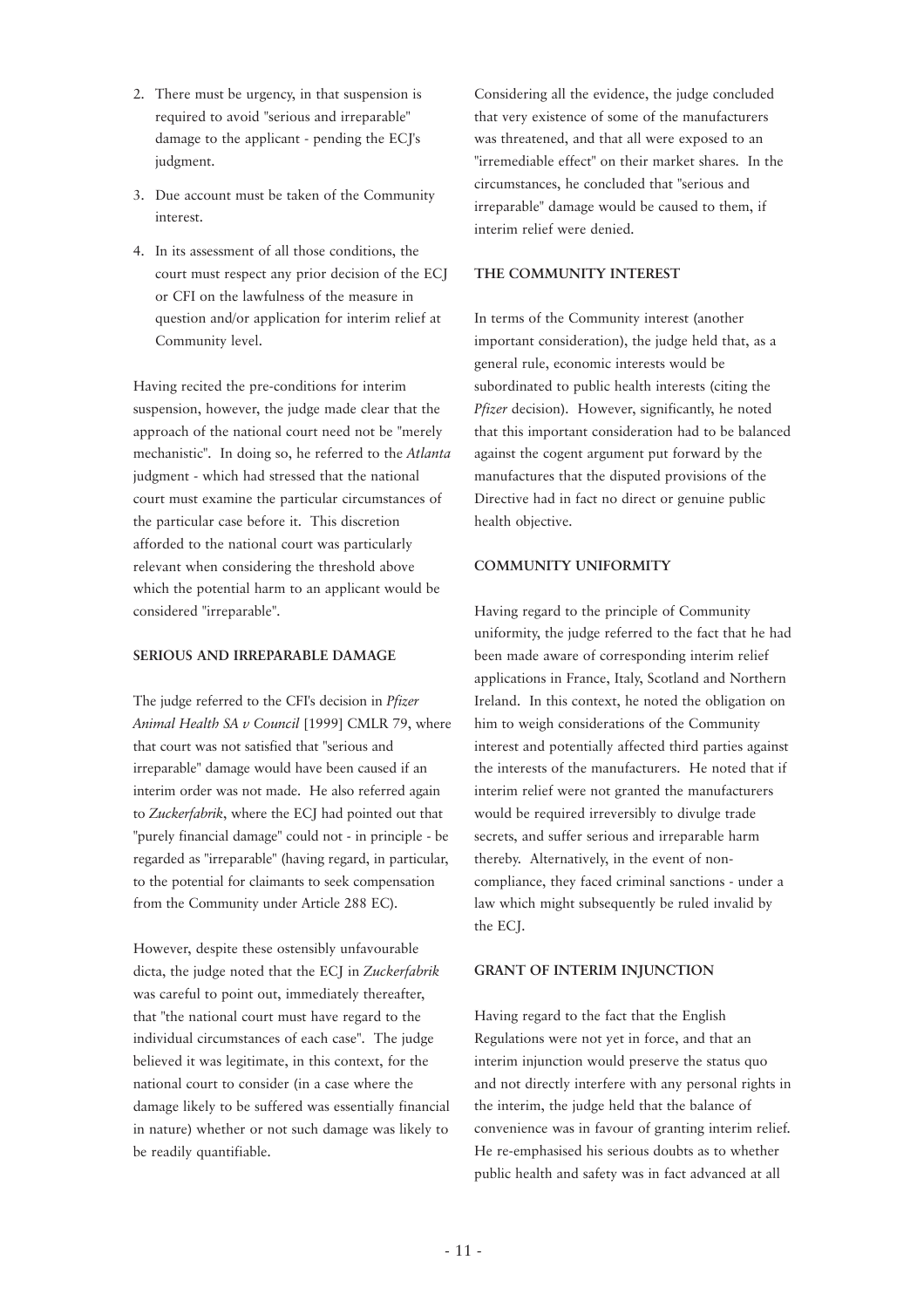2. There must be urgency, in that suspension is required to avoid "serious and irreparable" damage to the applicant - pending the ECJ's judgment.
3. Due account must be taken of the Community interest.
4. In its assessment of all those conditions, the court must respect any prior decision of the ECJ or CFI on the lawfulness of the measure in question and/or application for interim relief at Community level.

Having recited the pre-conditions for interim suspension, however, the judge made clear that the approach of the national court need not be "merely mechanistic". In doing so, he referred to the *Atlanta* judgment - which had stressed that the national court must examine the particular circumstances of the particular case before it. This discretion afforded to the national court was particularly relevant when considering the threshold above which the potential harm to an applicant would be considered "irreparable".

**SERIOUS AND IRREPARABLE DAMAGE**

The judge referred to the CFI's decision in *Pfizer Animal Health SA v Council* [1999] CMLR 79, where that court was not satisfied that "serious and irreparable" damage would have been caused if an interim order was not made. He also referred again to *Zuckerfabrik*, where the ECJ had pointed out that "purely financial damage" could not - in principle - be regarded as "irreparable" (having regard, in particular, to the potential for claimants to seek compensation from the Community under Article 288 EC).

However, despite these ostensibly unfavourable dicta, the judge noted that the ECJ in *Zuckerfabrik* was careful to point out, immediately thereafter, that "the national court must have regard to the individual circumstances of each case". The judge believed it was legitimate, in this context, for the national court to consider (in a case where the damage likely to be suffered was essentially financial in nature) whether or not such damage was likely to be readily quantifiable.

Considering all the evidence, the judge concluded that very existence of some of the manufacturers was threatened, and that all were exposed to an "irremediable effect" on their market shares. In the circumstances, he concluded that "serious and irreparable" damage would be caused to them, if interim relief were denied.

**THE COMMUNITY INTEREST**

In terms of the Community interest (another important consideration), the judge held that, as a general rule, economic interests would be subordinated to public health interests (citing the *Pfizer* decision). However, significantly, he noted that this important consideration had to be balanced against the cogent argument put forward by the manufactures that the disputed provisions of the Directive had in fact no direct or genuine public health objective.

**COMMUNITY UNIFORMITY**

Having regard to the principle of Community uniformity, the judge referred to the fact that he had been made aware of corresponding interim relief applications in France, Italy, Scotland and Northern Ireland. In this context, he noted the obligation on him to weigh considerations of the Community interest and potentially affected third parties against the interests of the manufacturers. He noted that if interim relief were not granted the manufacturers would be required irreversibly to divulge trade secrets, and suffer serious and irreparable harm thereby. Alternatively, in the event of non-compliance, they faced criminal sanctions - under a law which might subsequently be ruled invalid by the ECJ.

**GRANT OF INTERIM INJUNCTION**

Having regard to the fact that the English Regulations were not yet in force, and that an interim injunction would preserve the status quo and not directly interfere with any personal rights in the interim, the judge held that the balance of convenience was in favour of granting interim relief. He re-emphasised his serious doubts as to whether public health and safety was in fact advanced at all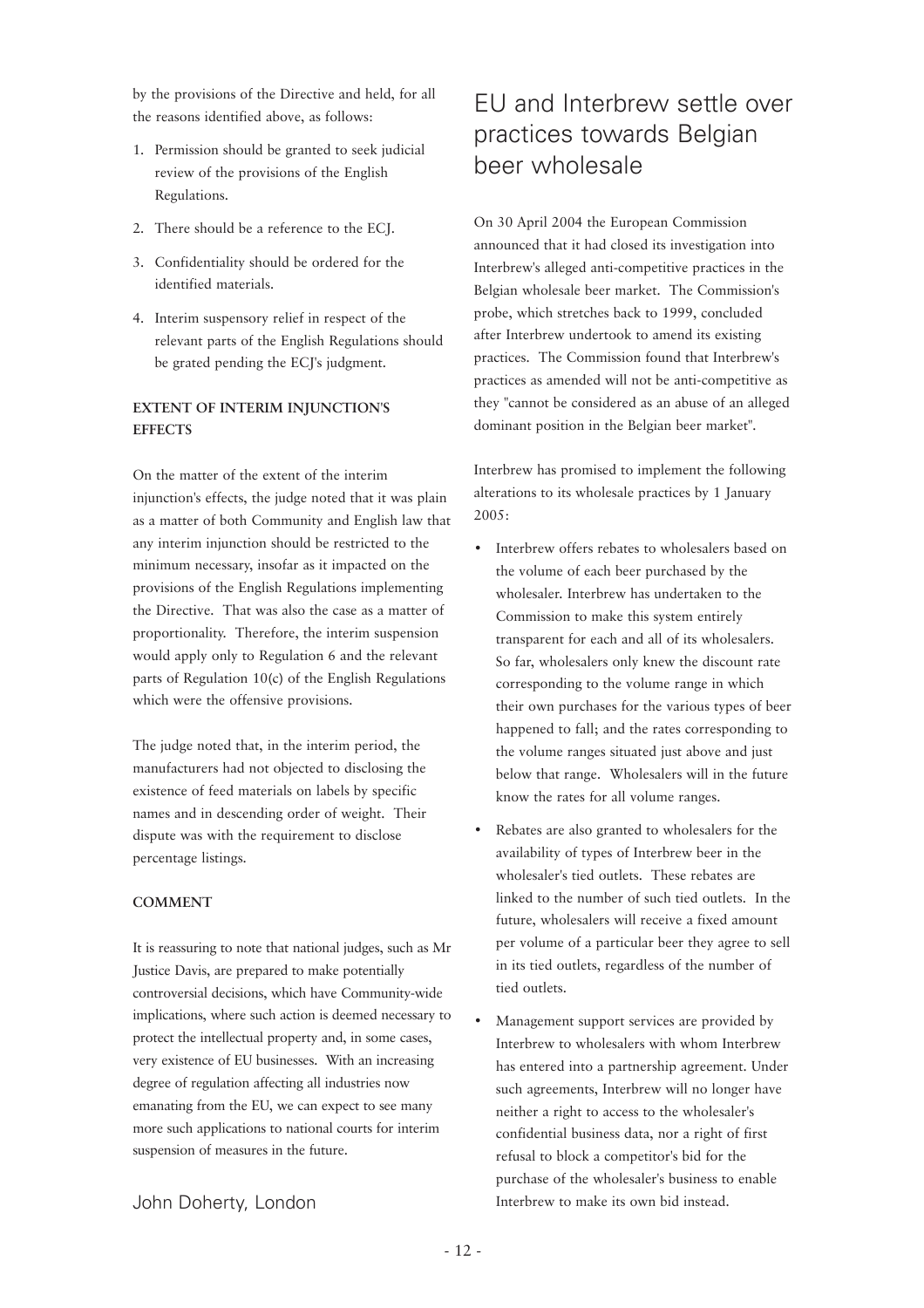by the provisions of the Directive and held, for all the reasons identified above, as follows:

1. Permission should be granted to seek judicial review of the provisions of the English Regulations.
2. There should be a reference to the ECJ.
3. Confidentiality should be ordered for the identified materials.
4. Interim suspensory relief in respect of the relevant parts of the English Regulations should be grated pending the ECJ's judgment.

**EXTENT OF INTERIM INJUNCTION'S EFFECTS**

On the matter of the extent of the interim injunction's effects, the judge noted that it was plain as a matter of both Community and English law that any interim injunction should be restricted to the minimum necessary, insofar as it impacted on the provisions of the English Regulations implementing the Directive. That was also the case as a matter of proportionality. Therefore, the interim suspension would apply only to Regulation 6 and the relevant parts of Regulation 10(c) of the English Regulations which were the offensive provisions.

The judge noted that, in the interim period, the manufacturers had not objected to disclosing the existence of feed materials on labels by specific names and in descending order of weight. Their dispute was with the requirement to disclose percentage listings.

**COMMENT**

It is reassuring to note that national judges, such as Mr Justice Davis, are prepared to make potentially controversial decisions, which have Community-wide implications, where such action is deemed necessary to protect the intellectual property and, in some cases, very existence of EU businesses. With an increasing degree of regulation affecting all industries now emanating from the EU, we can expect to see many more such applications to national courts for interim suspension of measures in the future.

John Doherty, London

# EU and Interbrew settle over practices towards Belgian beer wholesale

On 30 April 2004 the European Commission announced that it had closed its investigation into Interbrew's alleged anti-competitive practices in the Belgian wholesale beer market. The Commission's probe, which stretches back to 1999, concluded after Interbrew undertook to amend its existing practices. The Commission found that Interbrew's practices as amended will not be anti-competitive as they "cannot be considered as an abuse of an alleged dominant position in the Belgian beer market".

Interbrew has promised to implement the following alterations to its wholesale practices by 1 January 2005:

- Interbrew offers rebates to wholesalers based on the volume of each beer purchased by the wholesaler. Interbrew has undertaken to the Commission to make this system entirely transparent for each and all of its wholesalers. So far, wholesalers only knew the discount rate corresponding to the volume range in which their own purchases for the various types of beer happened to fall; and the rates corresponding to the volume ranges situated just above and just below that range. Wholesalers will in the future know the rates for all volume ranges.
- Rebates are also granted to wholesalers for the availability of types of Interbrew beer in the wholesaler's tied outlets. These rebates are linked to the number of such tied outlets. In the future, wholesalers will receive a fixed amount per volume of a particular beer they agree to sell in its tied outlets, regardless of the number of tied outlets.
- Management support services are provided by Interbrew to wholesalers with whom Interbrew has entered into a partnership agreement. Under such agreements, Interbrew will no longer have neither a right to access to the wholesaler's confidential business data, nor a right of first refusal to block a competitor's bid for the purchase of the wholesaler's business to enable Interbrew to make its own bid instead.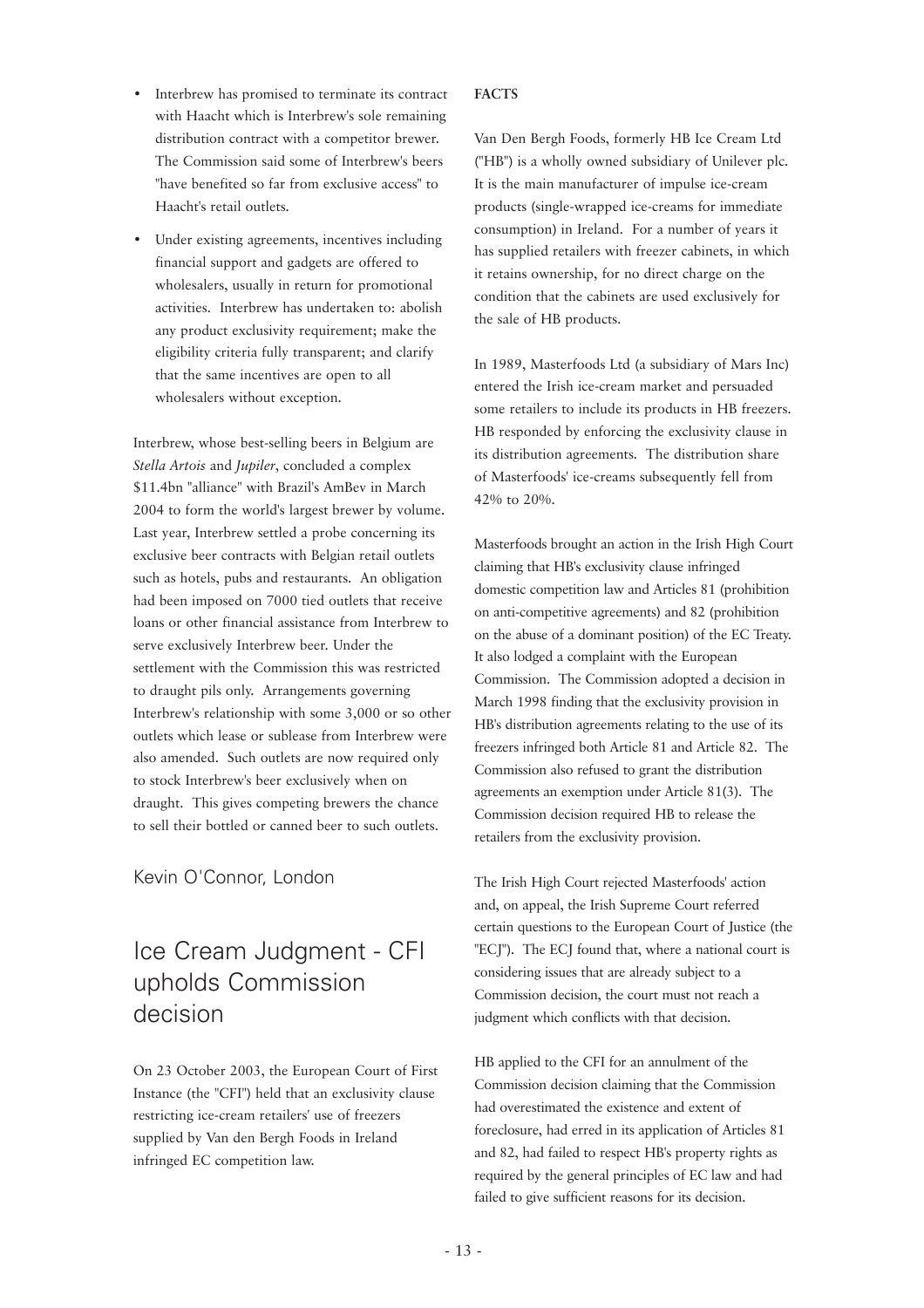- Interbrew has promised to terminate its contract with Haacht which is Interbrew's sole remaining distribution contract with a competitor brewer. The Commission said some of Interbrew's beers "have benefited so far from exclusive access" to Haacht's retail outlets.
- Under existing agreements, incentives including financial support and gadgets are offered to wholesalers, usually in return for promotional activities. Interbrew has undertaken to: abolish any product exclusivity requirement; make the eligibility criteria fully transparent; and clarify that the same incentives are open to all wholesalers without exception.

Interbrew, whose best-selling beers in Belgium are *Stella Artois* and *Jupiler*, concluded a complex $11.4bn "alliance" with Brazil's AmBev in March 2004 to form the world's largest brewer by volume. Last year, Interbrew settled a probe concerning its exclusive beer contracts with Belgian retail outlets such as hotels, pubs and restaurants. An obligation had been imposed on 7000 tied outlets that receive loans or other financial assistance from Interbrew to serve exclusively Interbrew beer. Under the settlement with the Commission this was restricted to draught pils only. Arrangements governing Interbrew's relationship with some 3,000 or so other outlets which lease or sublease from Interbrew were also amended. Such outlets are now required only to stock Interbrew's beer exclusively when on draught. This gives competing brewers the chance to sell their bottled or canned beer to such outlets.

Kevin O'Connor, London

## Ice Cream Judgment - CFI upholds Commission decision

On 23 October 2003, the European Court of First Instance (the "CFI") held that an exclusivity clause restricting ice-cream retailers' use of freezers supplied by Van den Bergh Foods in Ireland infringed EC competition law.

**FACTS**

Van Den Bergh Foods, formerly HB Ice Cream Ltd ("HB") is a wholly owned subsidiary of Unilever plc. It is the main manufacturer of impulse ice-cream products (single-wrapped ice-creams for immediate consumption) in Ireland. For a number of years it has supplied retailers with freezer cabinets, in which it retains ownership, for no direct charge on the condition that the cabinets are used exclusively for the sale of HB products.

In 1989, Masterfoods Ltd (a subsidiary of Mars Inc) entered the Irish ice-cream market and persuaded some retailers to include its products in HB freezers. HB responded by enforcing the exclusivity clause in its distribution agreements. The distribution share of Masterfoods' ice-creams subsequently fell from 42% to 20%.

Masterfoods brought an action in the Irish High Court claiming that HB's exclusivity clause infringed domestic competition law and Articles 81 (prohibition on anti-competitive agreements) and 82 (prohibition on the abuse of a dominant position) of the EC Treaty. It also lodged a complaint with the European Commission. The Commission adopted a decision in March 1998 finding that the exclusivity provision in HB's distribution agreements relating to the use of its freezers infringed both Article 81 and Article 82. The Commission also refused to grant the distribution agreements an exemption under Article 81(3). The Commission decision required HB to release the retailers from the exclusivity provision.

The Irish High Court rejected Masterfoods' action and, on appeal, the Irish Supreme Court referred certain questions to the European Court of Justice (the "ECJ"). The ECJ found that, where a national court is considering issues that are already subject to a Commission decision, the court must not reach a judgment which conflicts with that decision.

HB applied to the CFI for an annulment of the Commission decision claiming that the Commission had overestimated the existence and extent of foreclosure, had erred in its application of Articles 81 and 82, had failed to respect HB's property rights as required by the general principles of EC law and had failed to give sufficient reasons for its decision.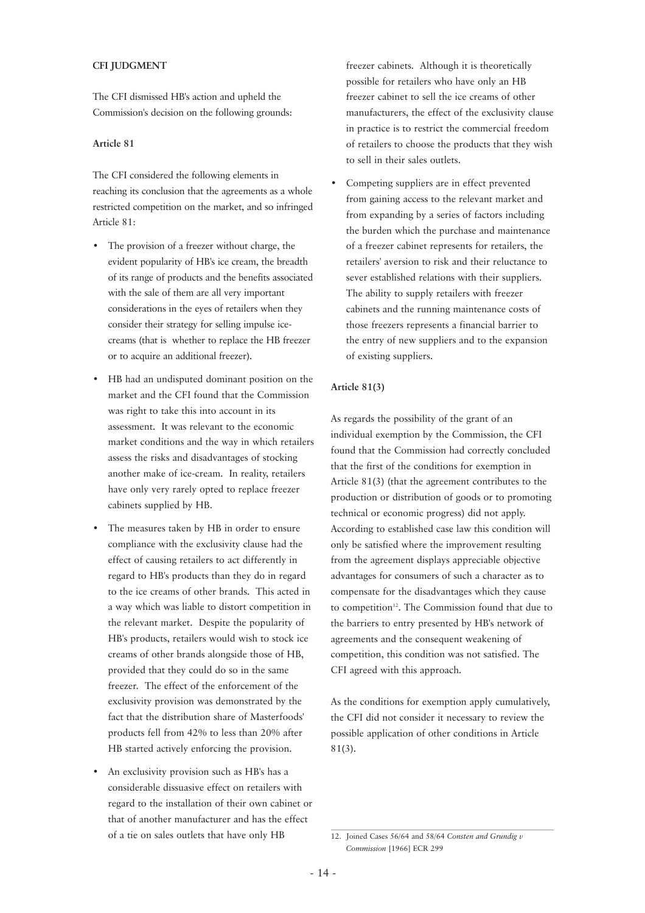### CFI JUDGMENT

The CFI dismissed HB's action and upheld the Commission's decision on the following grounds:

#### Article 81

The CFI considered the following elements in reaching its conclusion that the agreements as a whole restricted competition on the market, and so infringed Article 81:

- The provision of a freezer without charge, the evident popularity of HB's ice cream, the breadth of its range of products and the benefits associated with the sale of them are all very important considerations in the eyes of retailers when they consider their strategy for selling impulse ice-creams (that is whether to replace the HB freezer or to acquire an additional freezer).
- HB had an undisputed dominant position on the market and the CFI found that the Commission was right to take this into account in its assessment. It was relevant to the economic market conditions and the way in which retailers assess the risks and disadvantages of stocking another make of ice-cream. In reality, retailers have only very rarely opted to replace freezer cabinets supplied by HB.
- The measures taken by HB in order to ensure compliance with the exclusivity clause had the effect of causing retailers to act differently in regard to HB's products than they do in regard to the ice creams of other brands. This acted in a way which was liable to distort competition in the relevant market. Despite the popularity of HB's products, retailers would wish to stock ice creams of other brands alongside those of HB, provided that they could do so in the same freezer. The effect of the enforcement of the exclusivity provision was demonstrated by the fact that the distribution share of Masterfoods' products fell from 42% to less than 20% after HB started actively enforcing the provision.
- An exclusivity provision such as HB's has a considerable dissuasive effect on retailers with regard to the installation of their own cabinet or that of another manufacturer and has the effect of a tie on sales outlets that have only HB freezer cabinets. Although it is theoretically possible for retailers who have only an HB freezer cabinet to sell the ice creams of other manufacturers, the effect of the exclusivity clause in practice is to restrict the commercial freedom of retailers to choose the products that they wish to sell in their sales outlets.
- Competing suppliers are in effect prevented from gaining access to the relevant market and from expanding by a series of factors including the burden which the purchase and maintenance of a freezer cabinet represents for retailers, the retailers' aversion to risk and their reluctance to sever established relations with their suppliers. The ability to supply retailers with freezer cabinets and the running maintenance costs of those freezers represents a financial barrier to the entry of new suppliers and to the expansion of existing suppliers.

#### Article 81(3)

As regards the possibility of the grant of an individual exemption by the Commission, the CFI found that the Commission had correctly concluded that the first of the conditions for exemption in Article 81(3) (that the agreement contributes to the production or distribution of goods or to promoting technical or economic progress) did not apply. According to established case law this condition will only be satisfied where the improvement resulting from the agreement displays appreciable objective advantages for consumers of such a character as to compensate for the disadvantages which they cause to competition[12]. The Commission found that due to the barriers to entry presented by HB's network of agreements and the consequent weakening of competition, this condition was not satisfied. The CFI agreed with this approach.

As the conditions for exemption apply cumulatively, the CFI did not consider it necessary to review the possible application of other conditions in Article 81(3).

---

12. Joined Cases 56/64 and 58/64 *Consten and Grundig v Commission* [1966] ECR 299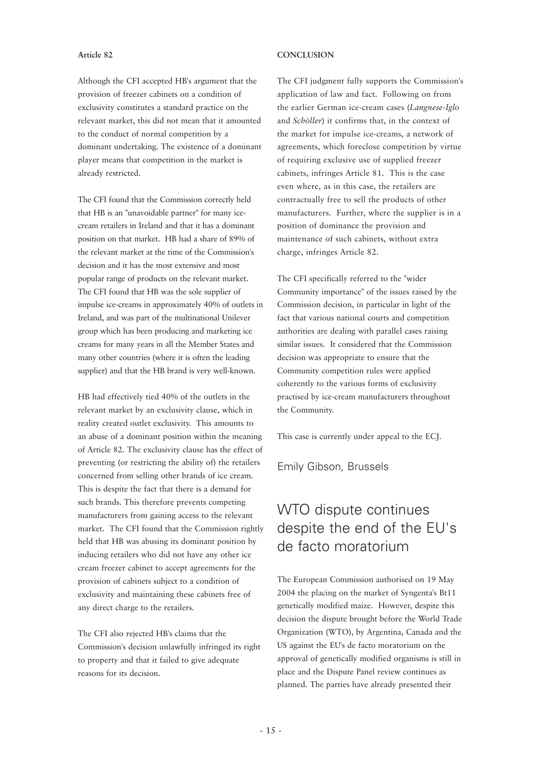**Article 82**

Although the CFI accepted HB's argument that the provision of freezer cabinets on a condition of exclusivity constitutes a standard practice on the relevant market, this did not mean that it amounted to the conduct of normal competition by a dominant undertaking. The existence of a dominant player means that competition in the market is already restricted.

The CFI found that the Commission correctly held that HB is an "unavoidable partner" for many ice-cream retailers in Ireland and that it has a dominant position on that market. HB had a share of 89% of the relevant market at the time of the Commission's decision and it has the most extensive and most popular range of products on the relevant market. The CFI found that HB was the sole supplier of impulse ice-creams in approximately 40% of outlets in Ireland, and was part of the multinational Unilever group which has been producing and marketing ice creams for many years in all the Member States and many other countries (where it is often the leading supplier) and that the HB brand is very well-known.

HB had effectively tied 40% of the outlets in the relevant market by an exclusivity clause, which in reality created outlet exclusivity. This amounts to an abuse of a dominant position within the meaning of Article 82. The exclusivity clause has the effect of preventing (or restricting the ability of) the retailers concerned from selling other brands of ice cream. This is despite the fact that there is a demand for such brands. This therefore prevents competing manufacturers from gaining access to the relevant market. The CFI found that the Commission rightly held that HB was abusing its dominant position by inducing retailers who did not have any other ice cream freezer cabinet to accept agreements for the provision of cabinets subject to a condition of exclusivity and maintaining these cabinets free of any direct charge to the retailers.

The CFI also rejected HB's claims that the Commission's decision unlawfully infringed its right to property and that it failed to give adequate reasons for its decision.

**CONCLUSION**

The CFI judgment fully supports the Commission's application of law and fact. Following on from the earlier German ice-cream cases (*Langnese-Iglo* and *Schöller*) it confirms that, in the context of the market for impulse ice-creams, a network of agreements, which foreclose competition by virtue of requiring exclusive use of supplied freezer cabinets, infringes Article 81. This is the case even where, as in this case, the retailers are contractually free to sell the products of other manufacturers. Further, where the supplier is in a position of dominance the provision and maintenance of such cabinets, without extra charge, infringes Article 82.

The CFI specifically referred to the "wider Community importance" of the issues raised by the Commission decision, in particular in light of the fact that various national courts and competition authorities are dealing with parallel cases raising similar issues. It considered that the Commission decision was appropriate to ensure that the Community competition rules were applied coherently to the various forms of exclusivity practised by ice-cream manufacturers throughout the Community.

This case is currently under appeal to the ECJ.

Emily Gibson, Brussels

## WTO dispute continues despite the end of the EU's de facto moratorium

The European Commission authorised on 19 May 2004 the placing on the market of Syngenta's Bt11 genetically modified maize. However, despite this decision the dispute brought before the World Trade Organization (WTO), by Argentina, Canada and the US against the EU's de facto moratorium on the approval of genetically modified organisms is still in place and the Dispute Panel review continues as planned. The parties have already presented their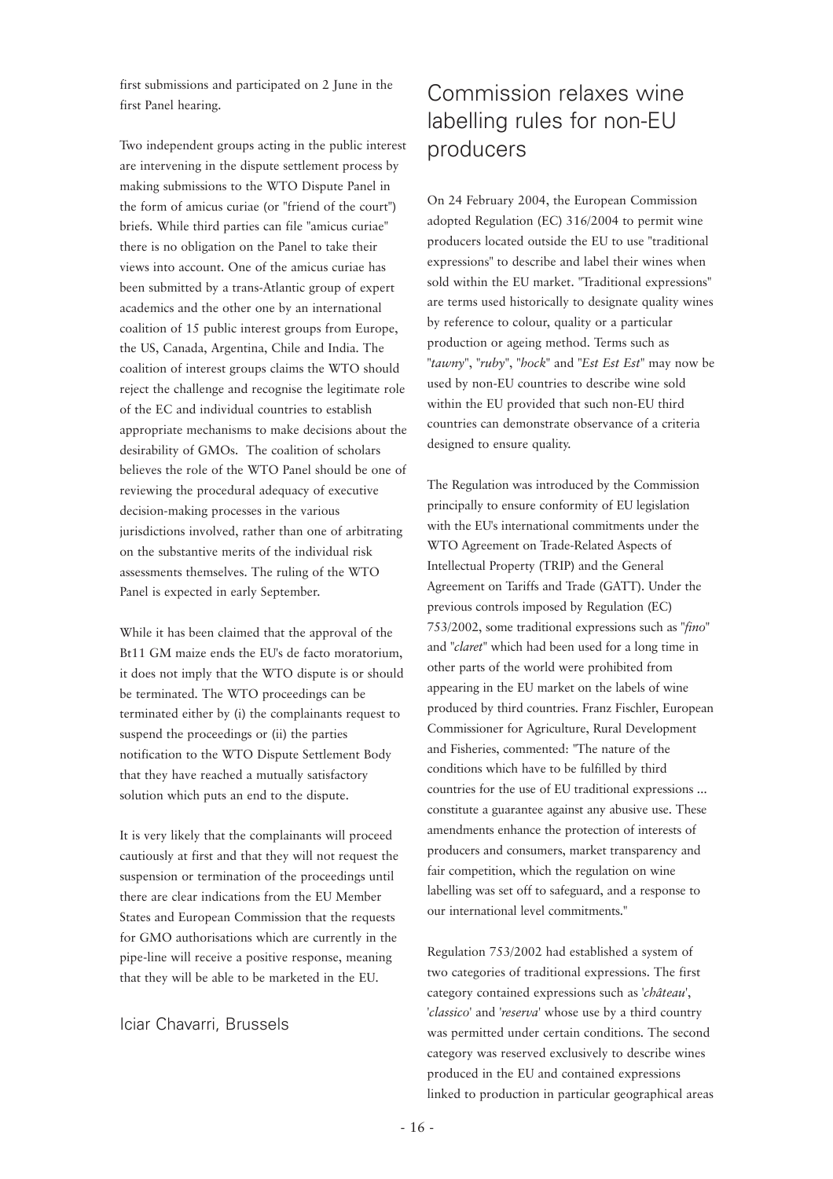first submissions and participated on 2 June in the first Panel hearing.

Two independent groups acting in the public interest are intervening in the dispute settlement process by making submissions to the WTO Dispute Panel in the form of amicus curiae (or "friend of the court") briefs. While third parties can file "amicus curiae" there is no obligation on the Panel to take their views into account. One of the amicus curiae has been submitted by a trans-Atlantic group of expert academics and the other one by an international coalition of 15 public interest groups from Europe, the US, Canada, Argentina, Chile and India. The coalition of interest groups claims the WTO should reject the challenge and recognise the legitimate role of the EC and individual countries to establish appropriate mechanisms to make decisions about the desirability of GMOs. The coalition of scholars believes the role of the WTO Panel should be one of reviewing the procedural adequacy of executive decision-making processes in the various jurisdictions involved, rather than one of arbitrating on the substantive merits of the individual risk assessments themselves. The ruling of the WTO Panel is expected in early September.

While it has been claimed that the approval of the Bt11 GM maize ends the EU's de facto moratorium, it does not imply that the WTO dispute is or should be terminated. The WTO proceedings can be terminated either by (i) the complainants request to suspend the proceedings or (ii) the parties notification to the WTO Dispute Settlement Body that they have reached a mutually satisfactory solution which puts an end to the dispute.

It is very likely that the complainants will proceed cautiously at first and that they will not request the suspension or termination of the proceedings until there are clear indications from the EU Member States and European Commission that the requests for GMO authorisations which are currently in the pipe-line will receive a positive response, meaning that they will be able to be marketed in the EU.

Iciar Chavarri, Brussels

## Commission relaxes wine labelling rules for non-EU producers

On 24 February 2004, the European Commission adopted Regulation (EC) 316/2004 to permit wine producers located outside the EU to use "traditional expressions" to describe and label their wines when sold within the EU market. "Traditional expressions" are terms used historically to designate quality wines by reference to colour, quality or a particular production or ageing method. Terms such as "*tawny*", "*ruby*", "*hock*" and "*Est Est Est*" may now be used by non-EU countries to describe wine sold within the EU provided that such non-EU third countries can demonstrate observance of a criteria designed to ensure quality.

The Regulation was introduced by the Commission principally to ensure conformity of EU legislation with the EU's international commitments under the WTO Agreement on Trade-Related Aspects of Intellectual Property (TRIP) and the General Agreement on Tariffs and Trade (GATT). Under the previous controls imposed by Regulation (EC) 753/2002, some traditional expressions such as "*fino*" and "*claret*" which had been used for a long time in other parts of the world were prohibited from appearing in the EU market on the labels of wine produced by third countries. Franz Fischler, European Commissioner for Agriculture, Rural Development and Fisheries, commented: "The nature of the conditions which have to be fulfilled by third countries for the use of EU traditional expressions ... constitute a guarantee against any abusive use. These amendments enhance the protection of interests of producers and consumers, market transparency and fair competition, which the regulation on wine labelling was set off to safeguard, and a response to our international level commitments."

Regulation 753/2002 had established a system of two categories of traditional expressions. The first category contained expressions such as '*château*', '*classico*' and '*reserva*' whose use by a third country was permitted under certain conditions. The second category was reserved exclusively to describe wines produced in the EU and contained expressions linked to production in particular geographical areas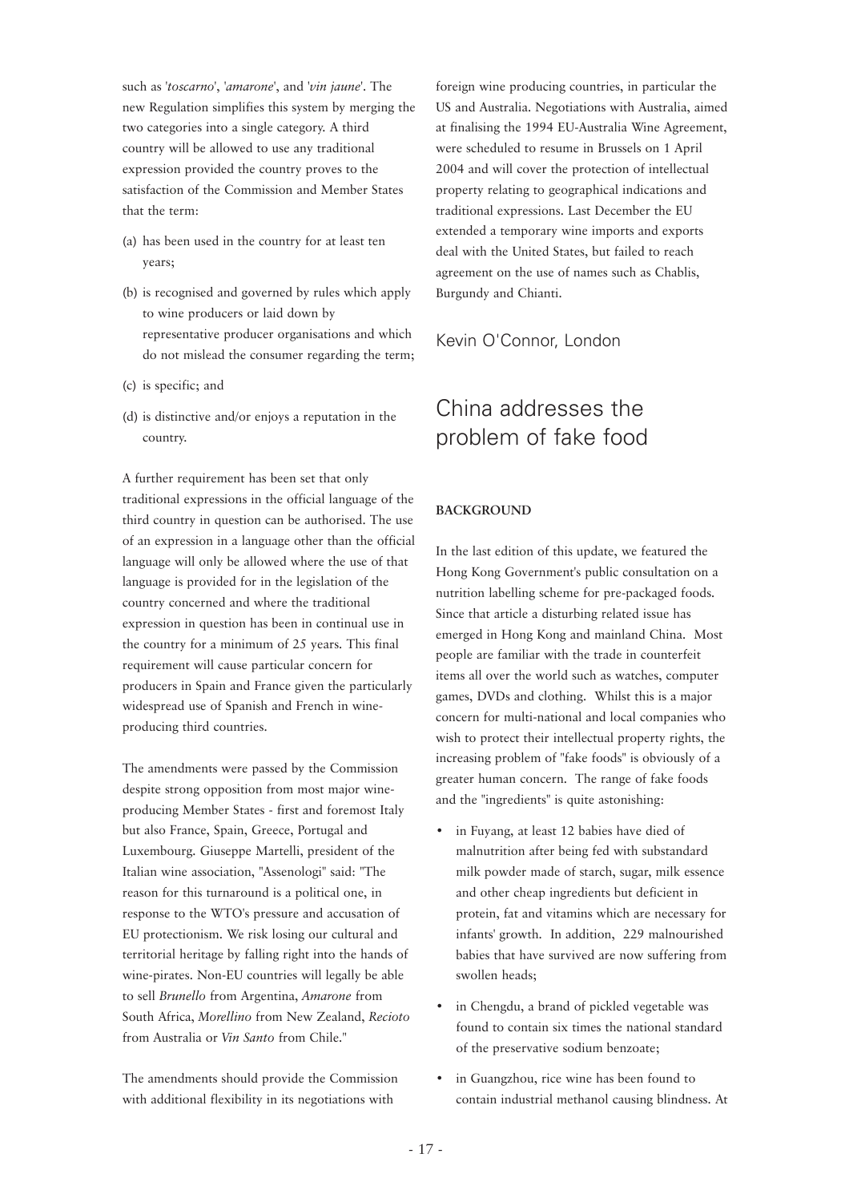such as '*toscarno*', '*amarone*', and '*vin jaune*'. The new Regulation simplifies this system by merging the two categories into a single category. A third country will be allowed to use any traditional expression provided the country proves to the satisfaction of the Commission and Member States that the term:

(a) has been used in the country for at least ten years;

(b) is recognised and governed by rules which apply to wine producers or laid down by representative producer organisations and which do not mislead the consumer regarding the term;

(c) is specific; and

(d) is distinctive and/or enjoys a reputation in the country.

A further requirement has been set that only traditional expressions in the official language of the third country in question can be authorised. The use of an expression in a language other than the official language will only be allowed where the use of that language is provided for in the legislation of the country concerned and where the traditional expression in question has been in continual use in the country for a minimum of 25 years. This final requirement will cause particular concern for producers in Spain and France given the particularly widespread use of Spanish and French in wine-producing third countries.

The amendments were passed by the Commission despite strong opposition from most major wine-producing Member States - first and foremost Italy but also France, Spain, Greece, Portugal and Luxembourg. Giuseppe Martelli, president of the Italian wine association, "Assenologi" said: "The reason for this turnaround is a political one, in response to the WTO's pressure and accusation of EU protectionism. We risk losing our cultural and territorial heritage by falling right into the hands of wine-pirates. Non-EU countries will legally be able to sell *Brunello* from Argentina, *Amarone* from South Africa, *Morellino* from New Zealand, *Recioto* from Australia or *Vin Santo* from Chile."

The amendments should provide the Commission with additional flexibility in its negotiations with foreign wine producing countries, in particular the US and Australia. Negotiations with Australia, aimed at finalising the 1994 EU-Australia Wine Agreement, were scheduled to resume in Brussels on 1 April 2004 and will cover the protection of intellectual property relating to geographical indications and traditional expressions. Last December the EU extended a temporary wine imports and exports deal with the United States, but failed to reach agreement on the use of names such as Chablis, Burgundy and Chianti.

Kevin O'Connor, London

## China addresses the problem of fake food

**BACKGROUND**

In the last edition of this update, we featured the Hong Kong Government's public consultation on a nutrition labelling scheme for pre-packaged foods. Since that article a disturbing related issue has emerged in Hong Kong and mainland China. Most people are familiar with the trade in counterfeit items all over the world such as watches, computer games, DVDs and clothing. Whilst this is a major concern for multi-national and local companies who wish to protect their intellectual property rights, the increasing problem of "fake foods" is obviously of a greater human concern. The range of fake foods and the "ingredients" is quite astonishing:

- in Fuyang, at least 12 babies have died of malnutrition after being fed with substandard milk powder made of starch, sugar, milk essence and other cheap ingredients but deficient in protein, fat and vitamins which are necessary for infants' growth. In addition, 229 malnourished babies that have survived are now suffering from swollen heads;
- in Chengdu, a brand of pickled vegetable was found to contain six times the national standard of the preservative sodium benzoate;
- in Guangzhou, rice wine has been found to contain industrial methanol causing blindness. At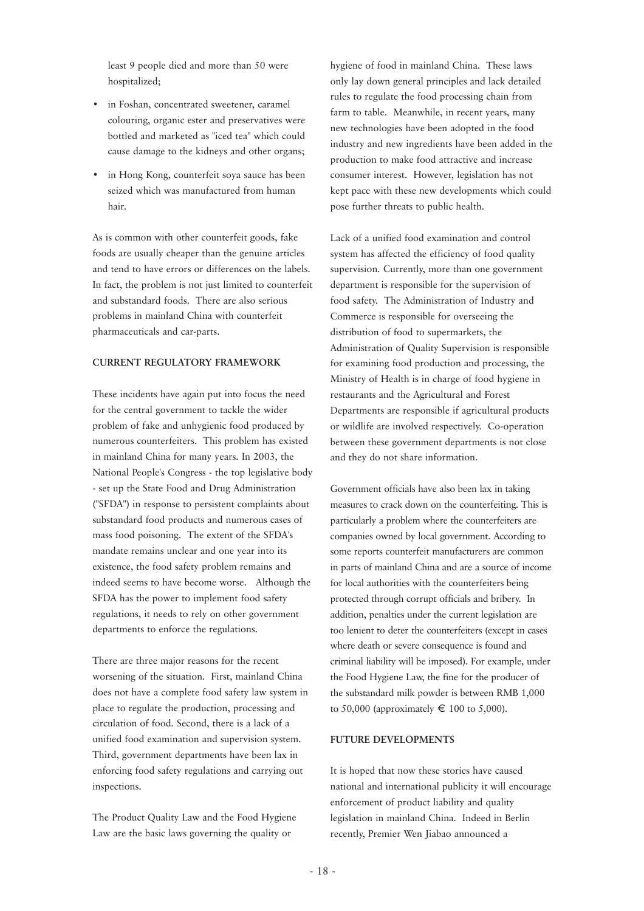least 9 people died and more than 50 were hospitalized;

- in Foshan, concentrated sweetener, caramel colouring, organic ester and preservatives were bottled and marketed as "iced tea" which could cause damage to the kidneys and other organs;
- in Hong Kong, counterfeit soya sauce has been seized which was manufactured from human hair.

As is common with other counterfeit goods, fake foods are usually cheaper than the genuine articles and tend to have errors or differences on the labels. In fact, the problem is not just limited to counterfeit and substandard foods. There are also serious problems in mainland China with counterfeit pharmaceuticals and car-parts.

**CURRENT REGULATORY FRAMEWORK**

These incidents have again put into focus the need for the central government to tackle the wider problem of fake and unhygienic food produced by numerous counterfeiters. This problem has existed in mainland China for many years. In 2003, the National People's Congress - the top legislative body - set up the State Food and Drug Administration ("SFDA") in response to persistent complaints about substandard food products and numerous cases of mass food poisoning. The extent of the SFDA's mandate remains unclear and one year into its existence, the food safety problem remains and indeed seems to have become worse. Although the SFDA has the power to implement food safety regulations, it needs to rely on other government departments to enforce the regulations.

There are three major reasons for the recent worsening of the situation. First, mainland China does not have a complete food safety law system in place to regulate the production, processing and circulation of food. Second, there is a lack of a unified food examination and supervision system. Third, government departments have been lax in enforcing food safety regulations and carrying out inspections.

The Product Quality Law and the Food Hygiene Law are the basic laws governing the quality or hygiene of food in mainland China. These laws only lay down general principles and lack detailed rules to regulate the food processing chain from farm to table. Meanwhile, in recent years, many new technologies have been adopted in the food industry and new ingredients have been added in the production to make food attractive and increase consumer interest. However, legislation has not kept pace with these new developments which could pose further threats to public health.

Lack of a unified food examination and control system has affected the efficiency of food quality supervision. Currently, more than one government department is responsible for the supervision of food safety. The Administration of Industry and Commerce is responsible for overseeing the distribution of food to supermarkets, the Administration of Quality Supervision is responsible for examining food production and processing, the Ministry of Health is in charge of food hygiene in restaurants and the Agricultural and Forest Departments are responsible if agricultural products or wildlife are involved respectively. Co-operation between these government departments is not close and they do not share information.

Government officials have also been lax in taking measures to crack down on the counterfeiting. This is particularly a problem where the counterfeiters are companies owned by local government. According to some reports counterfeit manufacturers are common in parts of mainland China and are a source of income for local authorities with the counterfeiters being protected through corrupt officials and bribery. In addition, penalties under the current legislation are too lenient to deter the counterfeiters (except in cases where death or severe consequence is found and criminal liability will be imposed). For example, under the Food Hygiene Law, the fine for the producer of the substandard milk powder is between RMB 1,000 to 50,000 (approximately € 100 to 5,000).

**FUTURE DEVELOPMENTS**

It is hoped that now these stories have caused national and international publicity it will encourage enforcement of product liability and quality legislation in mainland China. Indeed in Berlin recently, Premier Wen Jiabao announced a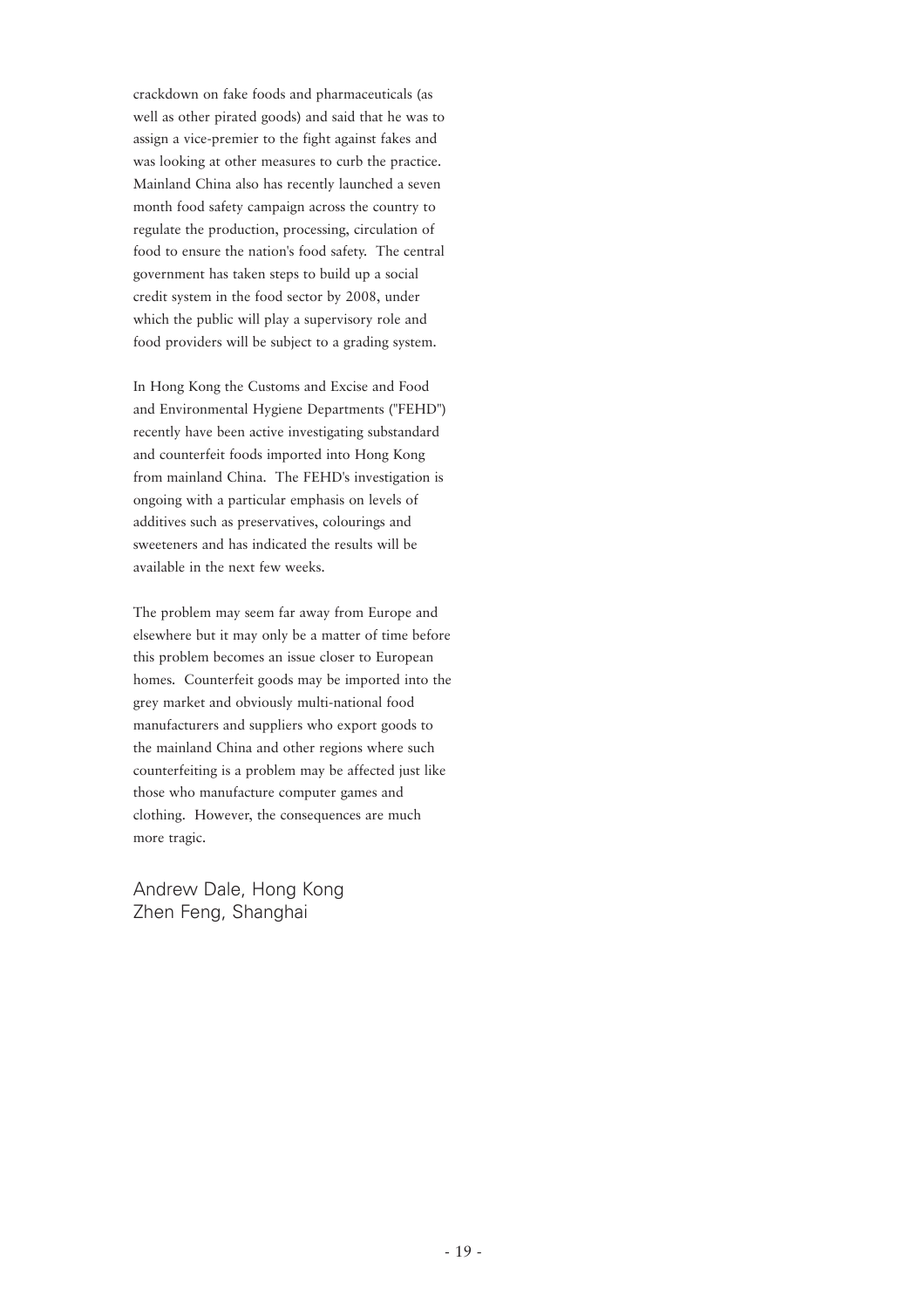crackdown on fake foods and pharmaceuticals (as well as other pirated goods) and said that he was to assign a vice-premier to the fight against fakes and was looking at other measures to curb the practice. Mainland China also has recently launched a seven month food safety campaign across the country to regulate the production, processing, circulation of food to ensure the nation's food safety. The central government has taken steps to build up a social credit system in the food sector by 2008, under which the public will play a supervisory role and food providers will be subject to a grading system.

In Hong Kong the Customs and Excise and Food and Environmental Hygiene Departments ("FEHD") recently have been active investigating substandard and counterfeit foods imported into Hong Kong from mainland China. The FEHD's investigation is ongoing with a particular emphasis on levels of additives such as preservatives, colourings and sweeteners and has indicated the results will be available in the next few weeks.

The problem may seem far away from Europe and elsewhere but it may only be a matter of time before this problem becomes an issue closer to European homes. Counterfeit goods may be imported into the grey market and obviously multi-national food manufacturers and suppliers who export goods to the mainland China and other regions where such counterfeiting is a problem may be affected just like those who manufacture computer games and clothing. However, the consequences are much more tragic.

Andrew Dale, Hong Kong
Zhen Feng, Shanghai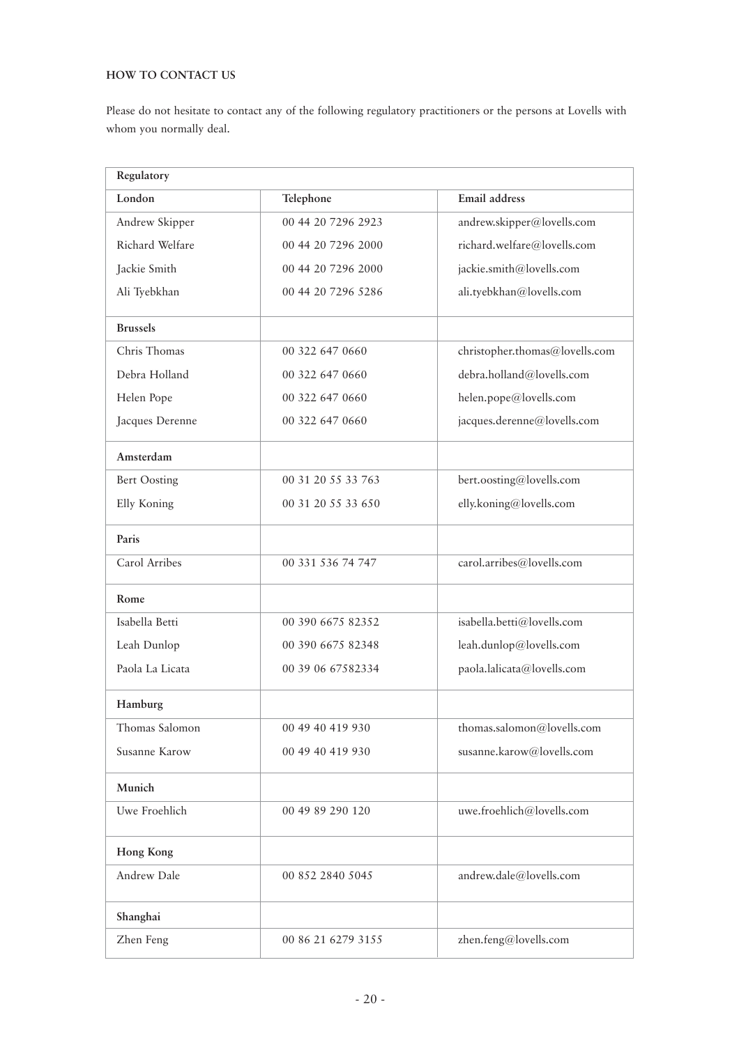**HOW TO CONTACT US**

Please do not hesitate to contact any of the following regulatory practitioners or the persons at Lovells with whom you normally deal.

| Regulatory | | |
|---|---|---|
| **London** | **Telephone** | **Email address** |
| Andrew Skipper | 00 44 20 7296 2923 | andrew.skipper@lovells.com |
| Richard Welfare | 00 44 20 7296 2000 | richard.welfare@lovells.com |
| Jackie Smith | 00 44 20 7296 2000 | jackie.smith@lovells.com |
| Ali Tyebkhan | 00 44 20 7296 5286 | ali.tyebkhan@lovells.com |
| **Brussels** | | |
| Chris Thomas | 00 322 647 0660 | christopher.thomas@lovells.com |
| Debra Holland | 00 322 647 0660 | debra.holland@lovells.com |
| Helen Pope | 00 322 647 0660 | helen.pope@lovells.com |
| Jacques Derenne | 00 322 647 0660 | jacques.derenne@lovells.com |
| **Amsterdam** | | |
| Bert Oosting | 00 31 20 55 33 763 | bert.oosting@lovells.com |
| Elly Koning | 00 31 20 55 33 650 | elly.koning@lovells.com |
| **Paris** | | |
| Carol Arribes | 00 331 536 74 747 | carol.arribes@lovells.com |
| **Rome** | | |
| Isabella Betti | 00 390 6675 82352 | isabella.betti@lovells.com |
| Leah Dunlop | 00 390 6675 82348 | leah.dunlop@lovells.com |
| Paola La Licata | 00 39 06 67582334 | paola.lalicata@lovells.com |
| **Hamburg** | | |
| Thomas Salomon | 00 49 40 419 930 | thomas.salomon@lovells.com |
| Susanne Karow | 00 49 40 419 930 | susanne.karow@lovells.com |
| **Munich** | | |
| Uwe Froehlich | 00 49 89 290 120 | uwe.froehlich@lovells.com |
| **Hong Kong** | | |
| Andrew Dale | 00 852 2840 5045 | andrew.dale@lovells.com |
| **Shanghai** | | |
| Zhen Feng | 00 86 21 6279 3155 | zhen.feng@lovells.com |